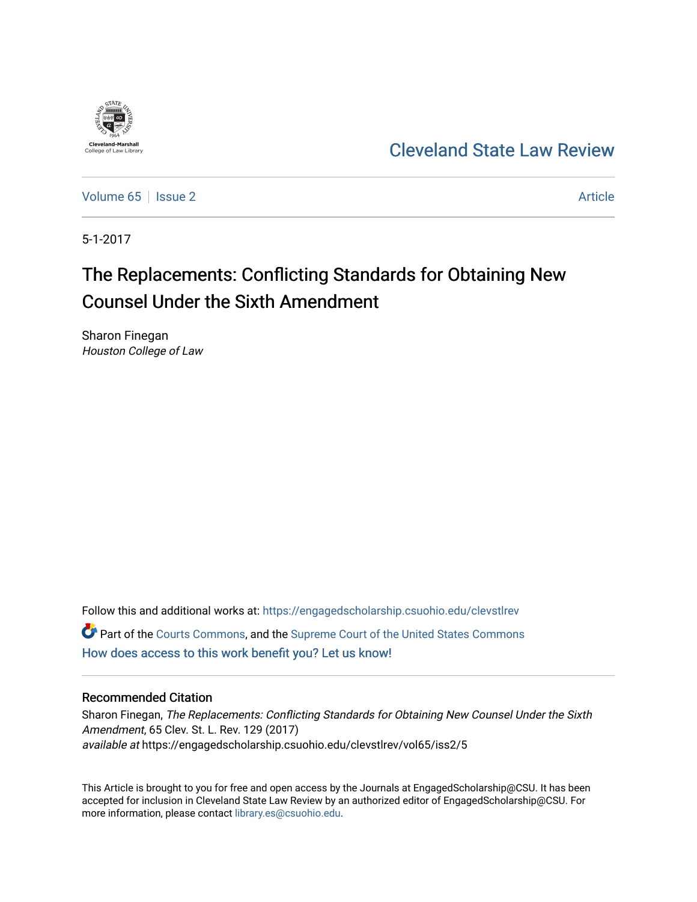Cleveland-Marshall College of Law Library

Cleveland State Law Review

Volume 65 | Issue 2 | Article

5-1-2017

# The Replacements: Conflicting Standards for Obtaining New Counsel Under the Sixth Amendment

Sharon Finegan
*Houston College of Law*

Follow this and additional works at: https://engagedscholarship.csuohio.edu/clevstlrev

Part of the Courts Commons, and the Supreme Court of the United States Commons

How does access to this work benefit you? Let us know!

## Recommended Citation

Sharon Finegan, *The Replacements: Conflicting Standards for Obtaining New Counsel Under the Sixth Amendment*, 65 Clev. St. L. Rev. 129 (2017)
*available at* https://engagedscholarship.csuohio.edu/clevstlrev/vol65/iss2/5

This Article is brought to you for free and open access by the Journals at EngagedScholarship@CSU. It has been accepted for inclusion in Cleveland State Law Review by an authorized editor of EngagedScholarship@CSU. For more information, please contact library.es@csuohio.edu.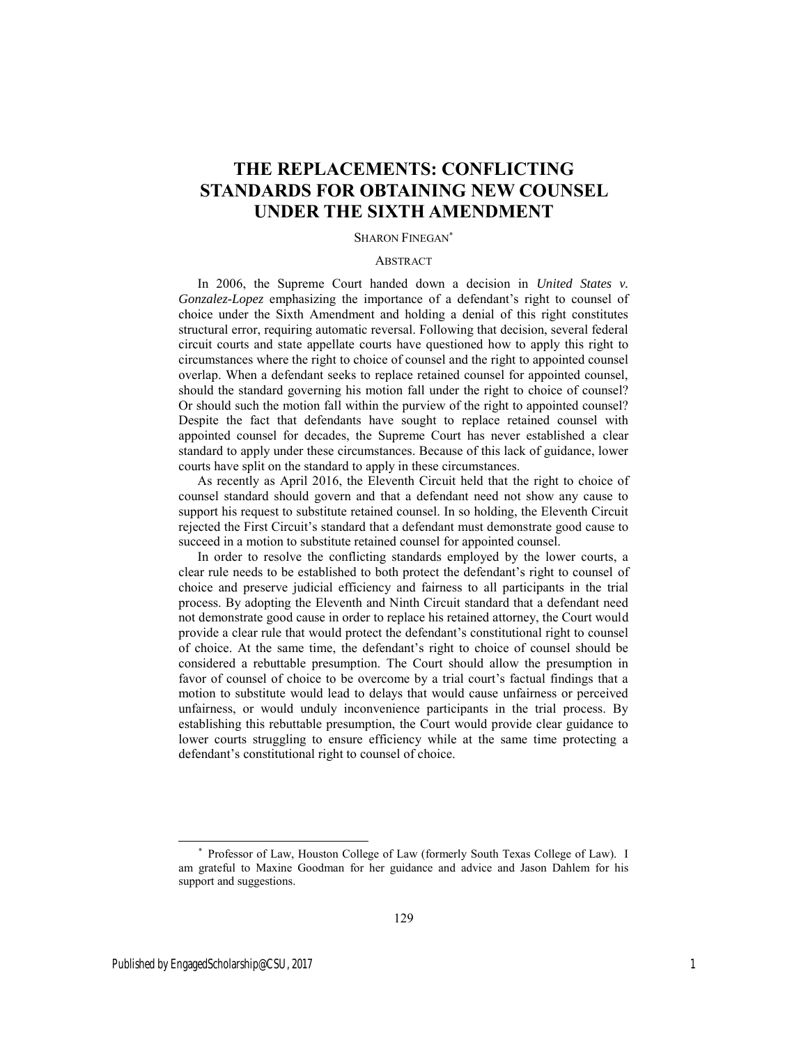# THE REPLACEMENTS: CONFLICTING STANDARDS FOR OBTAINING NEW COUNSEL UNDER THE SIXTH AMENDMENT

SHARON FINEGAN[*]

ABSTRACT

In 2006, the Supreme Court handed down a decision in *United States v. Gonzalez-Lopez* emphasizing the importance of a defendant's right to counsel of choice under the Sixth Amendment and holding a denial of this right constitutes structural error, requiring automatic reversal. Following that decision, several federal circuit courts and state appellate courts have questioned how to apply this right to circumstances where the right to choice of counsel and the right to appointed counsel overlap. When a defendant seeks to replace retained counsel for appointed counsel, should the standard governing his motion fall under the right to choice of counsel? Or should such the motion fall within the purview of the right to appointed counsel? Despite the fact that defendants have sought to replace retained counsel with appointed counsel for decades, the Supreme Court has never established a clear standard to apply under these circumstances. Because of this lack of guidance, lower courts have split on the standard to apply in these circumstances.

As recently as April 2016, the Eleventh Circuit held that the right to choice of counsel standard should govern and that a defendant need not show any cause to support his request to substitute retained counsel. In so holding, the Eleventh Circuit rejected the First Circuit's standard that a defendant must demonstrate good cause to succeed in a motion to substitute retained counsel for appointed counsel.

In order to resolve the conflicting standards employed by the lower courts, a clear rule needs to be established to both protect the defendant's right to counsel of choice and preserve judicial efficiency and fairness to all participants in the trial process. By adopting the Eleventh and Ninth Circuit standard that a defendant need not demonstrate good cause in order to replace his retained attorney, the Court would provide a clear rule that would protect the defendant's constitutional right to counsel of choice. At the same time, the defendant's right to choice of counsel should be considered a rebuttable presumption. The Court should allow the presumption in favor of counsel of choice to be overcome by a trial court's factual findings that a motion to substitute would lead to delays that would cause unfairness or perceived unfairness, or would unduly inconvenience participants in the trial process. By establishing this rebuttable presumption, the Court would provide clear guidance to lower courts struggling to ensure efficiency while at the same time protecting a defendant's constitutional right to counsel of choice.

---

[*] Professor of Law, Houston College of Law (formerly South Texas College of Law). I am grateful to Maxine Goodman for her guidance and advice and Jason Dahlem for his support and suggestions.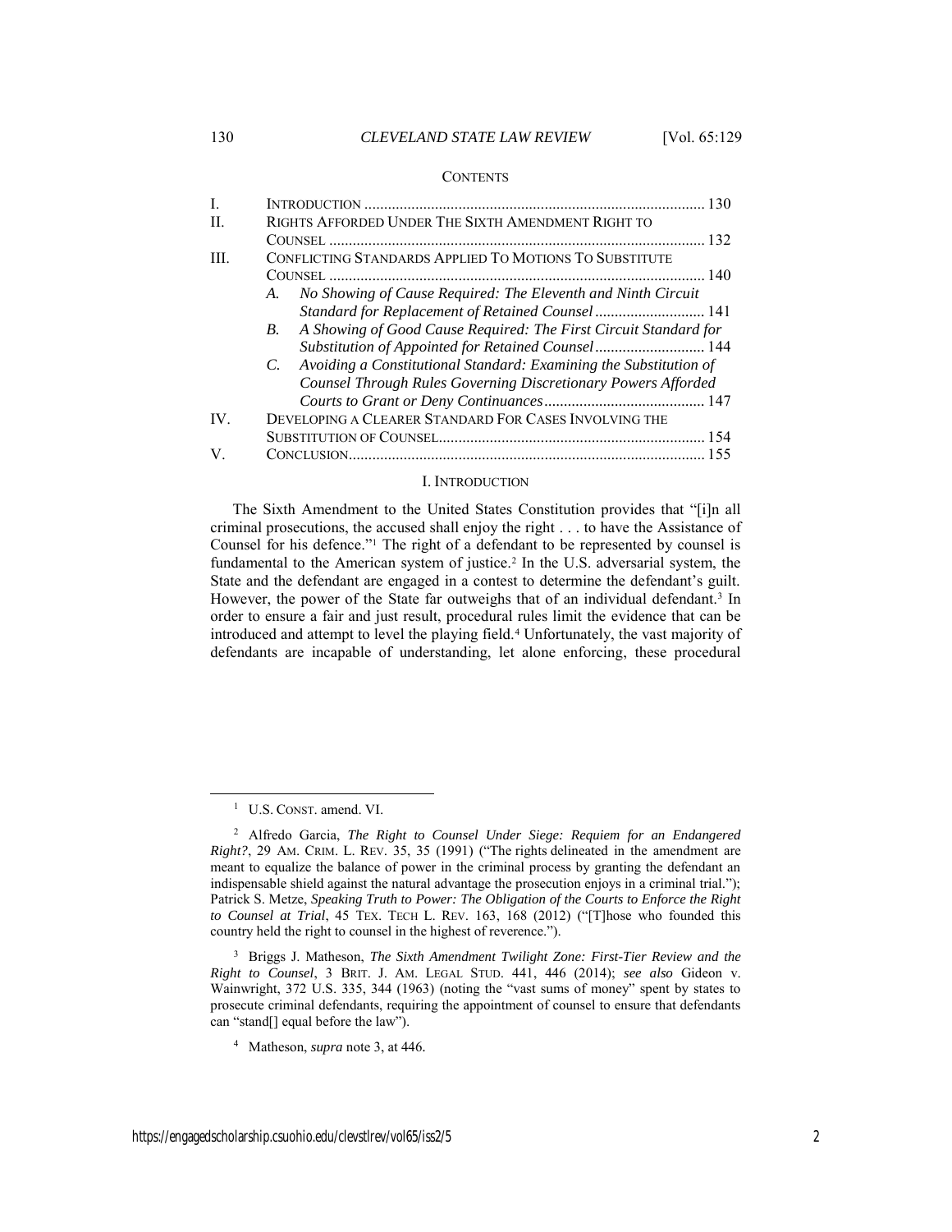CONTENTS

| | | |
|---|---|---|
| I. | INTRODUCTION | 130 |
| II. | RIGHTS AFFORDED UNDER THE SIXTH AMENDMENT RIGHT TO COUNSEL | 132 |
| III. | CONFLICTING STANDARDS APPLIED TO MOTIONS TO SUBSTITUTE COUNSEL | 140 |
| | A. *No Showing of Cause Required: The Eleventh and Ninth Circuit Standard for Replacement of Retained Counsel* | 141 |
| | B. *A Showing of Good Cause Required: The First Circuit Standard for Substitution of Appointed for Retained Counsel* | 144 |
| | C. *Avoiding a Constitutional Standard: Examining the Substitution of Counsel Through Rules Governing Discretionary Powers Afforded Courts to Grant or Deny Continuances* | 147 |
| IV. | DEVELOPING A CLEARER STANDARD FOR CASES INVOLVING THE SUBSTITUTION OF COUNSEL | 154 |
| V. | CONCLUSION | 155 |

## I. INTRODUCTION

The Sixth Amendment to the United States Constitution provides that "[i]n all criminal prosecutions, the accused shall enjoy the right . . . to have the Assistance of Counsel for his defence."[1] The right of a defendant to be represented by counsel is fundamental to the American system of justice.[2] In the U.S. adversarial system, the State and the defendant are engaged in a contest to determine the defendant's guilt. However, the power of the State far outweighs that of an individual defendant.[3] In order to ensure a fair and just result, procedural rules limit the evidence that can be introduced and attempt to level the playing field.[4] Unfortunately, the vast majority of defendants are incapable of understanding, let alone enforcing, these procedural

---

[1] U.S. CONST. amend. VI.

[2] Alfredo Garcia, *The Right to Counsel Under Siege: Requiem for an Endangered Right?*, 29 AM. CRIM. L. REV. 35, 35 (1991) ("The rights delineated in the amendment are meant to equalize the balance of power in the criminal process by granting the defendant an indispensable shield against the natural advantage the prosecution enjoys in a criminal trial."); Patrick S. Metze, *Speaking Truth to Power: The Obligation of the Courts to Enforce the Right to Counsel at Trial*, 45 TEX. TECH L. REV. 163, 168 (2012) ("[T]hose who founded this country held the right to counsel in the highest of reverence.").

[3] Briggs J. Matheson, *The Sixth Amendment Twilight Zone: First-Tier Review and the Right to Counsel*, 3 BRIT. J. AM. LEGAL STUD. 441, 446 (2014); *see also* Gideon v. Wainwright, 372 U.S. 335, 344 (1963) (noting the "vast sums of money" spent by states to prosecute criminal defendants, requiring the appointment of counsel to ensure that defendants can "stand[] equal before the law").

[4] Matheson, *supra* note 3, at 446.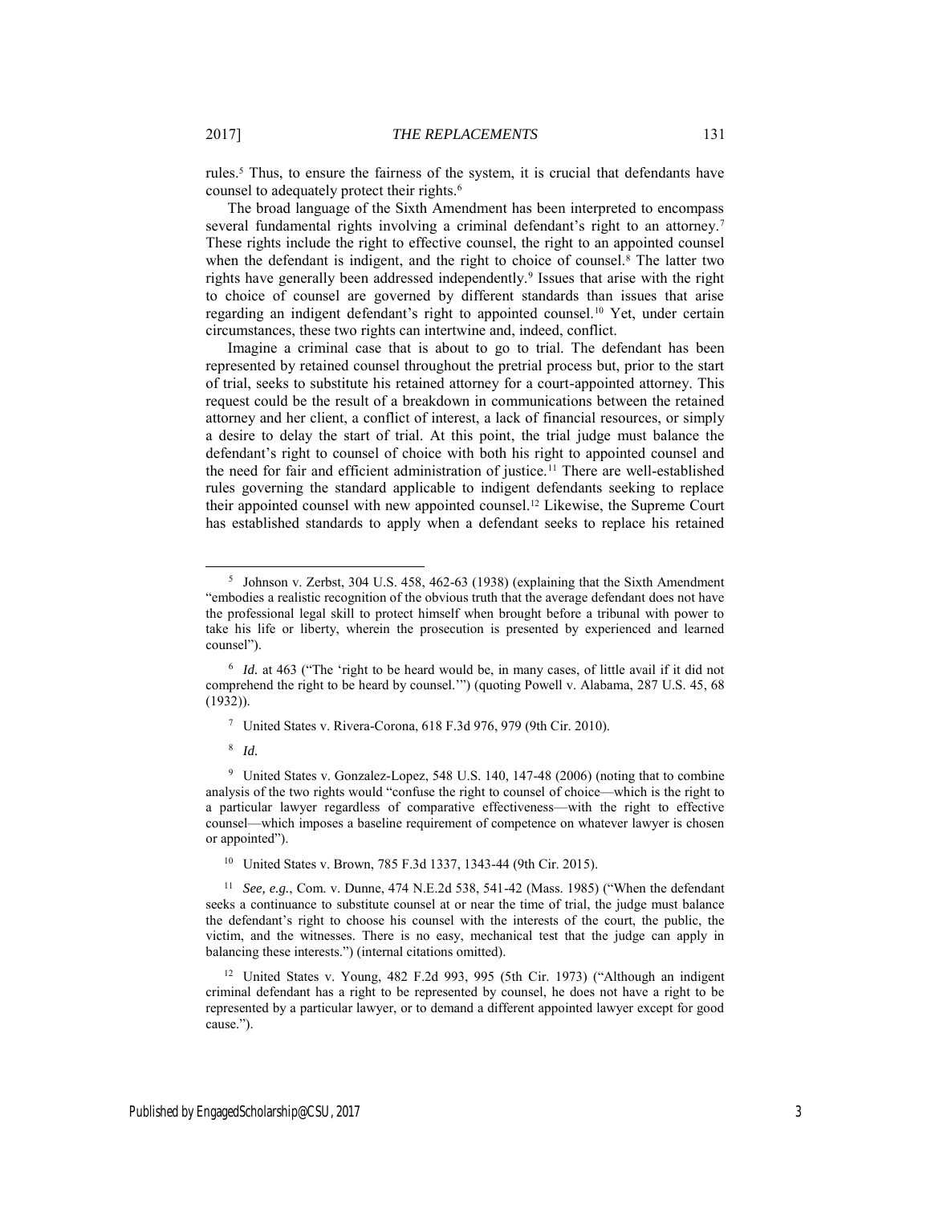rules.[5] Thus, to ensure the fairness of the system, it is crucial that defendants have counsel to adequately protect their rights.[6]

The broad language of the Sixth Amendment has been interpreted to encompass several fundamental rights involving a criminal defendant's right to an attorney.[7] These rights include the right to effective counsel, the right to an appointed counsel when the defendant is indigent, and the right to choice of counsel.[8] The latter two rights have generally been addressed independently.[9] Issues that arise with the right to choice of counsel are governed by different standards than issues that arise regarding an indigent defendant's right to appointed counsel.[10] Yet, under certain circumstances, these two rights can intertwine and, indeed, conflict.

Imagine a criminal case that is about to go to trial. The defendant has been represented by retained counsel throughout the pretrial process but, prior to the start of trial, seeks to substitute his retained attorney for a court-appointed attorney. This request could be the result of a breakdown in communications between the retained attorney and her client, a conflict of interest, a lack of financial resources, or simply a desire to delay the start of trial. At this point, the trial judge must balance the defendant's right to counsel of choice with both his right to appointed counsel and the need for fair and efficient administration of justice.[11] There are well-established rules governing the standard applicable to indigent defendants seeking to replace their appointed counsel with new appointed counsel.[12] Likewise, the Supreme Court has established standards to apply when a defendant seeks to replace his retained

---

[5] Johnson v. Zerbst, 304 U.S. 458, 462-63 (1938) (explaining that the Sixth Amendment "embodies a realistic recognition of the obvious truth that the average defendant does not have the professional legal skill to protect himself when brought before a tribunal with power to take his life or liberty, wherein the prosecution is presented by experienced and learned counsel").

[6] *Id.* at 463 ("The 'right to be heard would be, in many cases, of little avail if it did not comprehend the right to be heard by counsel.'") (quoting Powell v. Alabama, 287 U.S. 45, 68 (1932)).

[7] United States v. Rivera-Corona, 618 F.3d 976, 979 (9th Cir. 2010).

[8] *Id.*

[9] United States v. Gonzalez-Lopez, 548 U.S. 140, 147-48 (2006) (noting that to combine analysis of the two rights would "confuse the right to counsel of choice—which is the right to a particular lawyer regardless of comparative effectiveness—with the right to effective counsel—which imposes a baseline requirement of competence on whatever lawyer is chosen or appointed").

[10] United States v. Brown, 785 F.3d 1337, 1343-44 (9th Cir. 2015).

[11] *See, e.g.*, Com. v. Dunne, 474 N.E.2d 538, 541-42 (Mass. 1985) ("When the defendant seeks a continuance to substitute counsel at or near the time of trial, the judge must balance the defendant's right to choose his counsel with the interests of the court, the public, the victim, and the witnesses. There is no easy, mechanical test that the judge can apply in balancing these interests.") (internal citations omitted).

[12] United States v. Young, 482 F.2d 993, 995 (5th Cir. 1973) ("Although an indigent criminal defendant has a right to be represented by counsel, he does not have a right to be represented by a particular lawyer, or to demand a different appointed lawyer except for good cause.").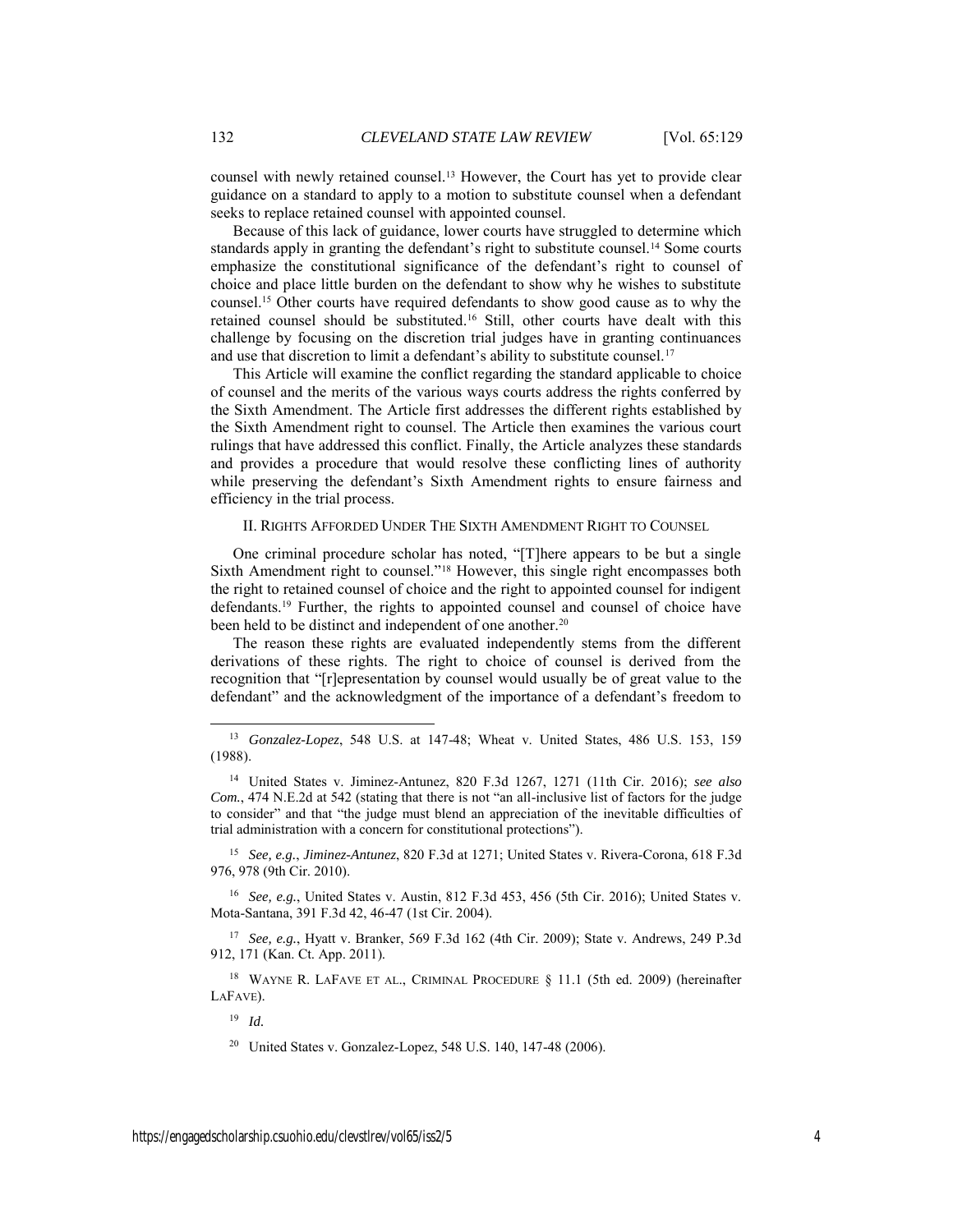counsel with newly retained counsel.[13] However, the Court has yet to provide clear guidance on a standard to apply to a motion to substitute counsel when a defendant seeks to replace retained counsel with appointed counsel.

Because of this lack of guidance, lower courts have struggled to determine which standards apply in granting the defendant's right to substitute counsel.[14] Some courts emphasize the constitutional significance of the defendant's right to counsel of choice and place little burden on the defendant to show why he wishes to substitute counsel.[15] Other courts have required defendants to show good cause as to why the retained counsel should be substituted.[16] Still, other courts have dealt with this challenge by focusing on the discretion trial judges have in granting continuances and use that discretion to limit a defendant's ability to substitute counsel.[17]

This Article will examine the conflict regarding the standard applicable to choice of counsel and the merits of the various ways courts address the rights conferred by the Sixth Amendment. The Article first addresses the different rights established by the Sixth Amendment right to counsel. The Article then examines the various court rulings that have addressed this conflict. Finally, the Article analyzes these standards and provides a procedure that would resolve these conflicting lines of authority while preserving the defendant's Sixth Amendment rights to ensure fairness and efficiency in the trial process.

## II. Rights Afforded Under The Sixth Amendment Right to Counsel

One criminal procedure scholar has noted, "[T]here appears to be but a single Sixth Amendment right to counsel."[18] However, this single right encompasses both the right to retained counsel of choice and the right to appointed counsel for indigent defendants.[19] Further, the rights to appointed counsel and counsel of choice have been held to be distinct and independent of one another.[20]

The reason these rights are evaluated independently stems from the different derivations of these rights. The right to choice of counsel is derived from the recognition that "[r]epresentation by counsel would usually be of great value to the defendant" and the acknowledgment of the importance of a defendant's freedom to

---

[13] *Gonzalez-Lopez*, 548 U.S. at 147-48; Wheat v. United States, 486 U.S. 153, 159 (1988).

[14] United States v. Jiminez-Antunez, 820 F.3d 1267, 1271 (11th Cir. 2016); *see also Com.*, 474 N.E.2d at 542 (stating that there is not "an all-inclusive list of factors for the judge to consider" and that "the judge must blend an appreciation of the inevitable difficulties of trial administration with a concern for constitutional protections").

[15] *See, e.g.*, *Jiminez-Antunez*, 820 F.3d at 1271; United States v. Rivera-Corona, 618 F.3d 976, 978 (9th Cir. 2010).

[16] *See, e.g.*, United States v. Austin, 812 F.3d 453, 456 (5th Cir. 2016); United States v. Mota-Santana, 391 F.3d 42, 46-47 (1st Cir. 2004).

[17] *See, e.g.*, Hyatt v. Branker, 569 F.3d 162 (4th Cir. 2009); State v. Andrews, 249 P.3d 912, 171 (Kan. Ct. App. 2011).

[18] Wayne R. LaFave et al., Criminal Procedure § 11.1 (5th ed. 2009) (hereinafter LaFave).

[19] *Id.*

[20] United States v. Gonzalez-Lopez, 548 U.S. 140, 147-48 (2006).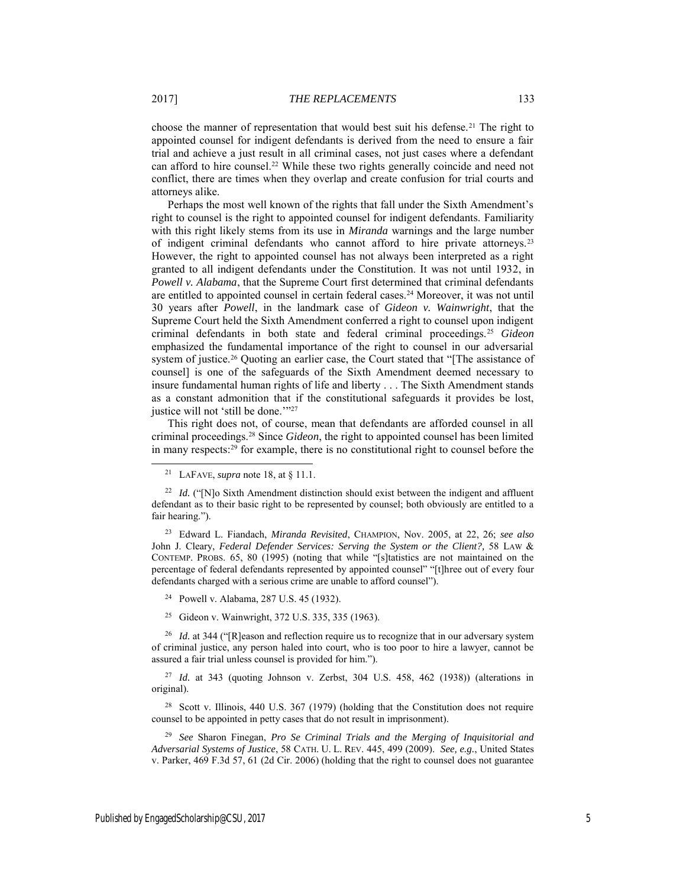choose the manner of representation that would best suit his defense.[21] The right to appointed counsel for indigent defendants is derived from the need to ensure a fair trial and achieve a just result in all criminal cases, not just cases where a defendant can afford to hire counsel.[22] While these two rights generally coincide and need not conflict, there are times when they overlap and create confusion for trial courts and attorneys alike.

Perhaps the most well known of the rights that fall under the Sixth Amendment's right to counsel is the right to appointed counsel for indigent defendants. Familiarity with this right likely stems from its use in *Miranda* warnings and the large number of indigent criminal defendants who cannot afford to hire private attorneys.[23] However, the right to appointed counsel has not always been interpreted as a right granted to all indigent defendants under the Constitution. It was not until 1932, in *Powell v. Alabama*, that the Supreme Court first determined that criminal defendants are entitled to appointed counsel in certain federal cases.[24] Moreover, it was not until 30 years after *Powell*, in the landmark case of *Gideon v. Wainwright*, that the Supreme Court held the Sixth Amendment conferred a right to counsel upon indigent criminal defendants in both state and federal criminal proceedings.[25] *Gideon* emphasized the fundamental importance of the right to counsel in our adversarial system of justice.[26] Quoting an earlier case, the Court stated that "[The assistance of counsel] is one of the safeguards of the Sixth Amendment deemed necessary to insure fundamental human rights of life and liberty . . . The Sixth Amendment stands as a constant admonition that if the constitutional safeguards it provides be lost, justice will not 'still be done.'"[27]

This right does not, of course, mean that defendants are afforded counsel in all criminal proceedings.[28] Since *Gideon*, the right to appointed counsel has been limited in many respects:[29] for example, there is no constitutional right to counsel before the

---

[21] LAFAVE, *supra* note 18, at § 11.1.

[22] *Id.* ("[N]o Sixth Amendment distinction should exist between the indigent and affluent defendant as to their basic right to be represented by counsel; both obviously are entitled to a fair hearing.").

[23] Edward L. Fiandach, *Miranda Revisited*, CHAMPION, Nov. 2005, at 22, 26; *see also* John J. Cleary, *Federal Defender Services: Serving the System or the Client?,* 58 LAW & CONTEMP. PROBS. 65, 80 (1995) (noting that while "[s]tatistics are not maintained on the percentage of federal defendants represented by appointed counsel" "[t]hree out of every four defendants charged with a serious crime are unable to afford counsel").

[24] Powell v. Alabama, 287 U.S. 45 (1932).

[25] Gideon v. Wainwright, 372 U.S. 335, 335 (1963).

[26] *Id.* at 344 ("[R]eason and reflection require us to recognize that in our adversary system of criminal justice, any person haled into court, who is too poor to hire a lawyer, cannot be assured a fair trial unless counsel is provided for him.").

[27] *Id.* at 343 (quoting Johnson v. Zerbst, 304 U.S. 458, 462 (1938)) (alterations in original).

[28] Scott v. Illinois, 440 U.S. 367 (1979) (holding that the Constitution does not require counsel to be appointed in petty cases that do not result in imprisonment).

[29] *See* Sharon Finegan, *Pro Se Criminal Trials and the Merging of Inquisitorial and Adversarial Systems of Justice*, 58 CATH. U. L. REV. 445, 499 (2009). *See, e.g.*, United States v. Parker, 469 F.3d 57, 61 (2d Cir. 2006) (holding that the right to counsel does not guarantee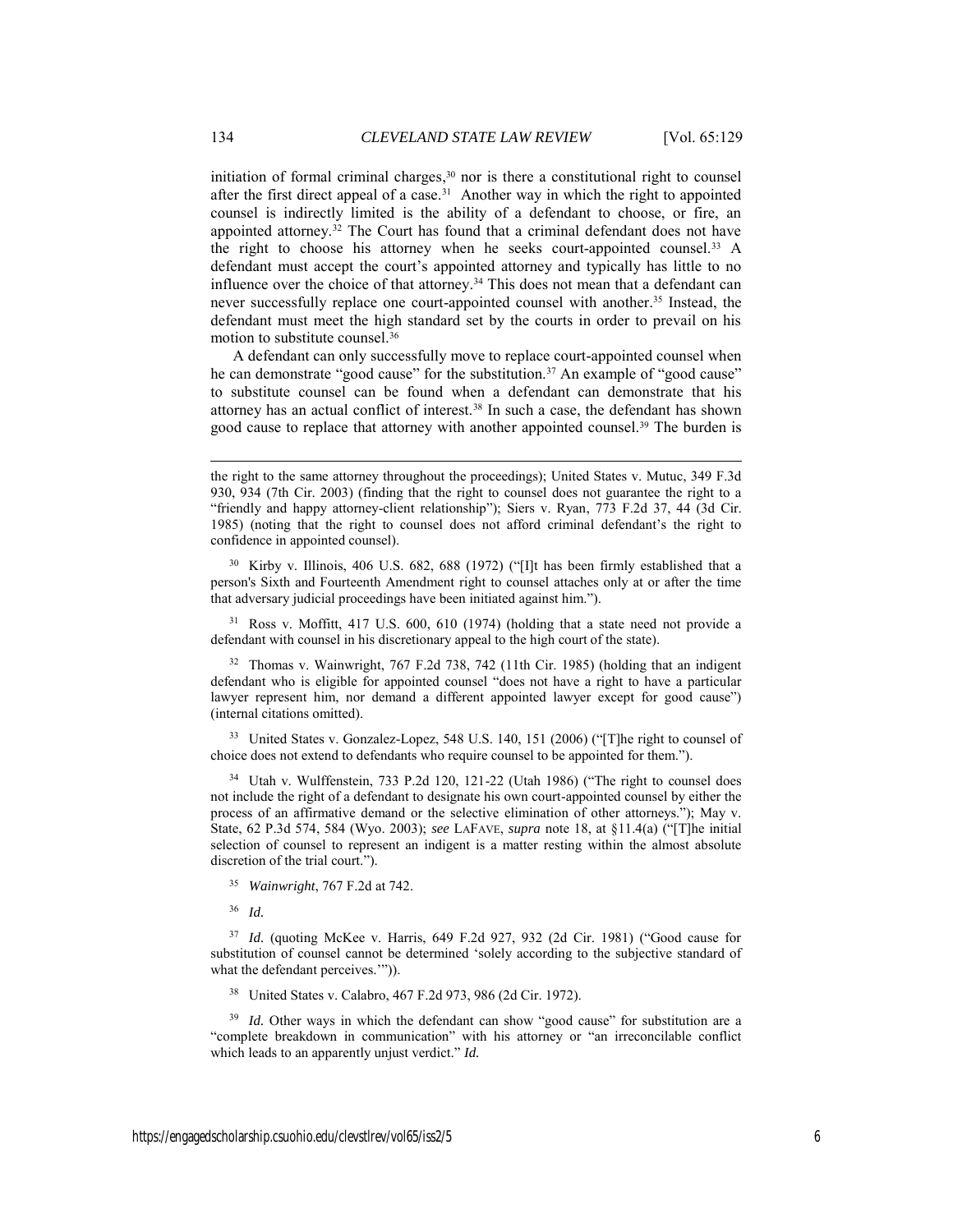initiation of formal criminal charges,[30] nor is there a constitutional right to counsel after the first direct appeal of a case.[31] Another way in which the right to appointed counsel is indirectly limited is the ability of a defendant to choose, or fire, an appointed attorney.[32] The Court has found that a criminal defendant does not have the right to choose his attorney when he seeks court-appointed counsel.[33] A defendant must accept the court's appointed attorney and typically has little to no influence over the choice of that attorney.[34] This does not mean that a defendant can never successfully replace one court-appointed counsel with another.[35] Instead, the defendant must meet the high standard set by the courts in order to prevail on his motion to substitute counsel.[36]

A defendant can only successfully move to replace court-appointed counsel when he can demonstrate "good cause" for the substitution.[37] An example of "good cause" to substitute counsel can be found when a defendant can demonstrate that his attorney has an actual conflict of interest.[38] In such a case, the defendant has shown good cause to replace that attorney with another appointed counsel.[39] The burden is

---

the right to the same attorney throughout the proceedings); United States v. Mutuc, 349 F.3d 930, 934 (7th Cir. 2003) (finding that the right to counsel does not guarantee the right to a "friendly and happy attorney-client relationship"); Siers v. Ryan, 773 F.2d 37, 44 (3d Cir. 1985) (noting that the right to counsel does not afford criminal defendant's the right to confidence in appointed counsel).

[30] Kirby v. Illinois, 406 U.S. 682, 688 (1972) ("[I]t has been firmly established that a person's Sixth and Fourteenth Amendment right to counsel attaches only at or after the time that adversary judicial proceedings have been initiated against him.").

[31] Ross v. Moffitt, 417 U.S. 600, 610 (1974) (holding that a state need not provide a defendant with counsel in his discretionary appeal to the high court of the state).

[32] Thomas v. Wainwright, 767 F.2d 738, 742 (11th Cir. 1985) (holding that an indigent defendant who is eligible for appointed counsel "does not have a right to have a particular lawyer represent him, nor demand a different appointed lawyer except for good cause") (internal citations omitted).

[33] United States v. Gonzalez-Lopez, 548 U.S. 140, 151 (2006) ("[T]he right to counsel of choice does not extend to defendants who require counsel to be appointed for them.").

[34] Utah v. Wulffenstein, 733 P.2d 120, 121-22 (Utah 1986) ("The right to counsel does not include the right of a defendant to designate his own court-appointed counsel by either the process of an affirmative demand or the selective elimination of other attorneys."); May v. State, 62 P.3d 574, 584 (Wyo. 2003); *see* LAFAVE, *supra* note 18, at §11.4(a) ("[T]he initial selection of counsel to represent an indigent is a matter resting within the almost absolute discretion of the trial court.").

[35] *Wainwright*, 767 F.2d at 742.

[36] *Id.*

[37] *Id.* (quoting McKee v. Harris, 649 F.2d 927, 932 (2d Cir. 1981) ("Good cause for substitution of counsel cannot be determined 'solely according to the subjective standard of what the defendant perceives.'")).

[38] United States v. Calabro, 467 F.2d 973, 986 (2d Cir. 1972).

[39] *Id.* Other ways in which the defendant can show "good cause" for substitution are a "complete breakdown in communication" with his attorney or "an irreconcilable conflict which leads to an apparently unjust verdict." *Id.*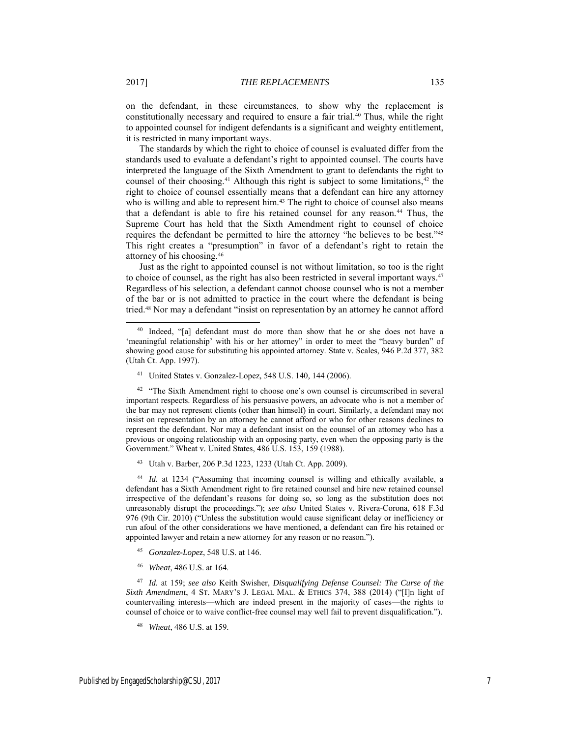on the defendant, in these circumstances, to show why the replacement is constitutionally necessary and required to ensure a fair trial.[40] Thus, while the right to appointed counsel for indigent defendants is a significant and weighty entitlement, it is restricted in many important ways.

The standards by which the right to choice of counsel is evaluated differ from the standards used to evaluate a defendant's right to appointed counsel. The courts have interpreted the language of the Sixth Amendment to grant to defendants the right to counsel of their choosing.[41] Although this right is subject to some limitations,[42] the right to choice of counsel essentially means that a defendant can hire any attorney who is willing and able to represent him.[43] The right to choice of counsel also means that a defendant is able to fire his retained counsel for any reason.[44] Thus, the Supreme Court has held that the Sixth Amendment right to counsel of choice requires the defendant be permitted to hire the attorney "he believes to be best."[45] This right creates a "presumption" in favor of a defendant's right to retain the attorney of his choosing.[46]

Just as the right to appointed counsel is not without limitation, so too is the right to choice of counsel, as the right has also been restricted in several important ways.[47] Regardless of his selection, a defendant cannot choose counsel who is not a member of the bar or is not admitted to practice in the court where the defendant is being tried.[48] Nor may a defendant "insist on representation by an attorney he cannot afford

---

[40] Indeed, "[a] defendant must do more than show that he or she does not have a 'meaningful relationship' with his or her attorney" in order to meet the "heavy burden" of showing good cause for substituting his appointed attorney. State v. Scales, 946 P.2d 377, 382 (Utah Ct. App. 1997).

[41] United States v. Gonzalez-Lopez, 548 U.S. 140, 144 (2006).

[42] "The Sixth Amendment right to choose one's own counsel is circumscribed in several important respects. Regardless of his persuasive powers, an advocate who is not a member of the bar may not represent clients (other than himself) in court. Similarly, a defendant may not insist on representation by an attorney he cannot afford or who for other reasons declines to represent the defendant. Nor may a defendant insist on the counsel of an attorney who has a previous or ongoing relationship with an opposing party, even when the opposing party is the Government." Wheat v. United States, 486 U.S. 153, 159 (1988).

[43] Utah v. Barber, 206 P.3d 1223, 1233 (Utah Ct. App. 2009).

[44] *Id.* at 1234 ("Assuming that incoming counsel is willing and ethically available, a defendant has a Sixth Amendment right to fire retained counsel and hire new retained counsel irrespective of the defendant's reasons for doing so, so long as the substitution does not unreasonably disrupt the proceedings."); *see also* United States v. Rivera-Corona, 618 F.3d 976 (9th Cir. 2010) ("Unless the substitution would cause significant delay or inefficiency or run afoul of the other considerations we have mentioned, a defendant can fire his retained or appointed lawyer and retain a new attorney for any reason or no reason.").

[45] *Gonzalez-Lopez*, 548 U.S. at 146.

[46] *Wheat*, 486 U.S. at 164.

[47] *Id.* at 159; *see also* Keith Swisher, *Disqualifying Defense Counsel: The Curse of the Sixth Amendment*, 4 ST. MARY'S J. LEGAL MAL. & ETHICS 374, 388 (2014) ("[I]n light of countervailing interests—which are indeed present in the majority of cases—the rights to counsel of choice or to waive conflict-free counsel may well fail to prevent disqualification.").

[48] *Wheat*, 486 U.S. at 159.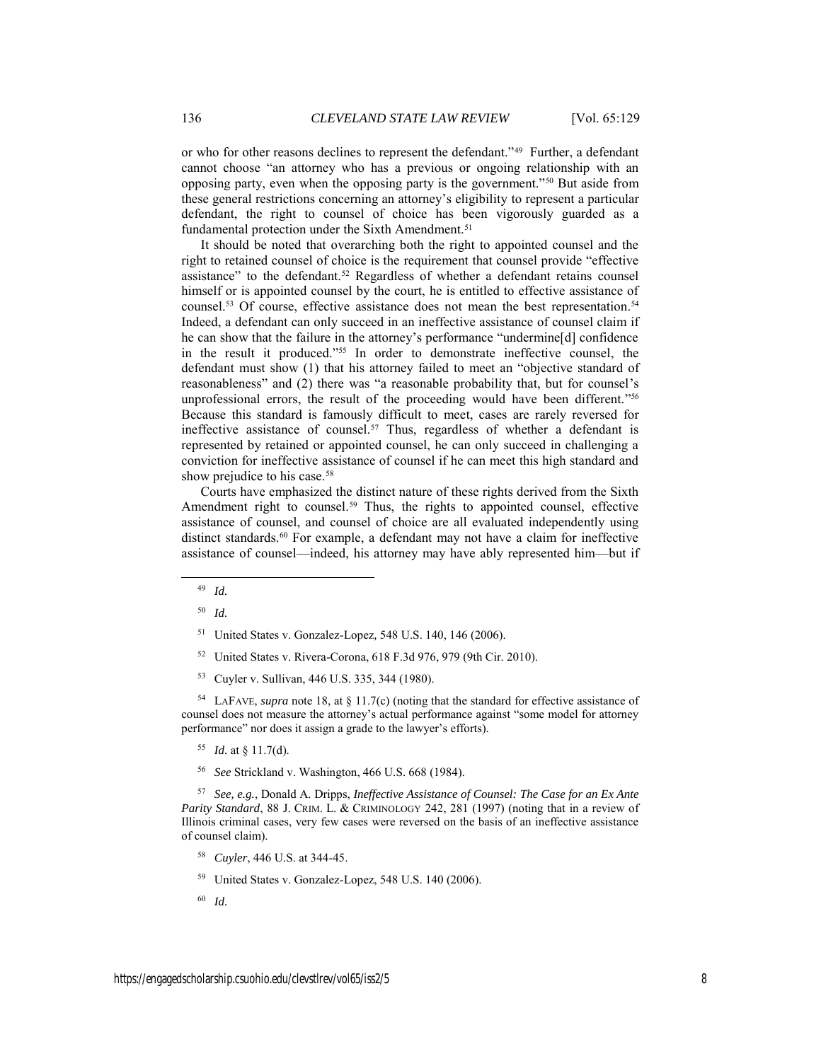or who for other reasons declines to represent the defendant."[49] Further, a defendant cannot choose "an attorney who has a previous or ongoing relationship with an opposing party, even when the opposing party is the government."[50] But aside from these general restrictions concerning an attorney's eligibility to represent a particular defendant, the right to counsel of choice has been vigorously guarded as a fundamental protection under the Sixth Amendment.[51]

It should be noted that overarching both the right to appointed counsel and the right to retained counsel of choice is the requirement that counsel provide "effective assistance" to the defendant.[52] Regardless of whether a defendant retains counsel himself or is appointed counsel by the court, he is entitled to effective assistance of counsel.[53] Of course, effective assistance does not mean the best representation.[54] Indeed, a defendant can only succeed in an ineffective assistance of counsel claim if he can show that the failure in the attorney's performance "undermine[d] confidence in the result it produced."[55] In order to demonstrate ineffective counsel, the defendant must show (1) that his attorney failed to meet an "objective standard of reasonableness" and (2) there was "a reasonable probability that, but for counsel's unprofessional errors, the result of the proceeding would have been different."[56] Because this standard is famously difficult to meet, cases are rarely reversed for ineffective assistance of counsel.[57] Thus, regardless of whether a defendant is represented by retained or appointed counsel, he can only succeed in challenging a conviction for ineffective assistance of counsel if he can meet this high standard and show prejudice to his case.[58]

Courts have emphasized the distinct nature of these rights derived from the Sixth Amendment right to counsel.[59] Thus, the rights to appointed counsel, effective assistance of counsel, and counsel of choice are all evaluated independently using distinct standards.[60] For example, a defendant may not have a claim for ineffective assistance of counsel—indeed, his attorney may have ably represented him—but if

---

[49] *Id.*

[50] *Id.*

[51] United States v. Gonzalez-Lopez, 548 U.S. 140, 146 (2006).

[52] United States v. Rivera-Corona, 618 F.3d 976, 979 (9th Cir. 2010).

[53] Cuyler v. Sullivan, 446 U.S. 335, 344 (1980).

[54] LAFAVE, *supra* note 18, at § 11.7(c) (noting that the standard for effective assistance of counsel does not measure the attorney's actual performance against "some model for attorney performance" nor does it assign a grade to the lawyer's efforts).

[55] *Id.* at § 11.7(d).

[56] *See* Strickland v. Washington, 466 U.S. 668 (1984).

[57] *See, e.g.*, Donald A. Dripps, *Ineffective Assistance of Counsel: The Case for an Ex Ante Parity Standard*, 88 J. CRIM. L. & CRIMINOLOGY 242, 281 (1997) (noting that in a review of Illinois criminal cases, very few cases were reversed on the basis of an ineffective assistance of counsel claim).

[58] *Cuyler*, 446 U.S. at 344-45.

[59] United States v. Gonzalez-Lopez, 548 U.S. 140 (2006).

[60] *Id.*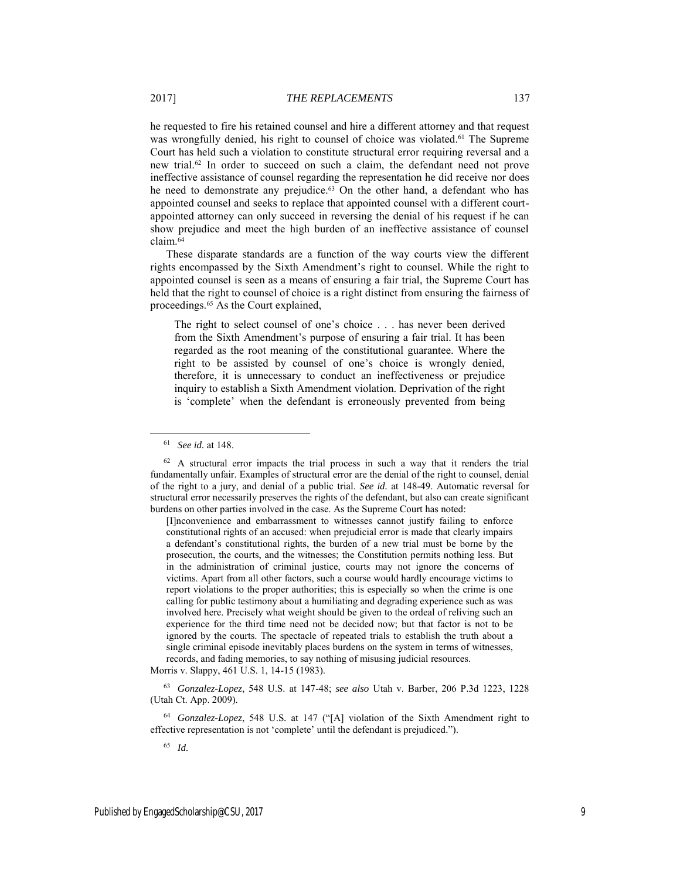he requested to fire his retained counsel and hire a different attorney and that request was wrongfully denied, his right to counsel of choice was violated.[61] The Supreme Court has held such a violation to constitute structural error requiring reversal and a new trial.[62] In order to succeed on such a claim, the defendant need not prove ineffective assistance of counsel regarding the representation he did receive nor does he need to demonstrate any prejudice.[63] On the other hand, a defendant who has appointed counsel and seeks to replace that appointed counsel with a different court-appointed attorney can only succeed in reversing the denial of his request if he can show prejudice and meet the high burden of an ineffective assistance of counsel claim.[64]

These disparate standards are a function of the way courts view the different rights encompassed by the Sixth Amendment's right to counsel. While the right to appointed counsel is seen as a means of ensuring a fair trial, the Supreme Court has held that the right to counsel of choice is a right distinct from ensuring the fairness of proceedings.[65] As the Court explained,

> The right to select counsel of one's choice . . . has never been derived from the Sixth Amendment's purpose of ensuring a fair trial. It has been regarded as the root meaning of the constitutional guarantee. Where the right to be assisted by counsel of one's choice is wrongly denied, therefore, it is unnecessary to conduct an ineffectiveness or prejudice inquiry to establish a Sixth Amendment violation. Deprivation of the right is 'complete' when the defendant is erroneously prevented from being

---

[61] *See id.* at 148.

[62] A structural error impacts the trial process in such a way that it renders the trial fundamentally unfair. Examples of structural error are the denial of the right to counsel, denial of the right to a jury, and denial of a public trial. *See id.* at 148-49. Automatic reversal for structural error necessarily preserves the rights of the defendant, but also can create significant burdens on other parties involved in the case. As the Supreme Court has noted:

> [I]nconvenience and embarrassment to witnesses cannot justify failing to enforce constitutional rights of an accused: when prejudicial error is made that clearly impairs a defendant's constitutional rights, the burden of a new trial must be borne by the prosecution, the courts, and the witnesses; the Constitution permits nothing less. But in the administration of criminal justice, courts may not ignore the concerns of victims. Apart from all other factors, such a course would hardly encourage victims to report violations to the proper authorities; this is especially so when the crime is one calling for public testimony about a humiliating and degrading experience such as was involved here. Precisely what weight should be given to the ordeal of reliving such an experience for the third time need not be decided now; but that factor is not to be ignored by the courts. The spectacle of repeated trials to establish the truth about a single criminal episode inevitably places burdens on the system in terms of witnesses, records, and fading memories, to say nothing of misusing judicial resources.

Morris v. Slappy, 461 U.S. 1, 14-15 (1983).

[63] *Gonzalez-Lopez*, 548 U.S. at 147-48; *see also* Utah v. Barber, 206 P.3d 1223, 1228 (Utah Ct. App. 2009).

[64] *Gonzalez-Lopez*, 548 U.S. at 147 ("[A] violation of the Sixth Amendment right to effective representation is not 'complete' until the defendant is prejudiced.").

[65] *Id.*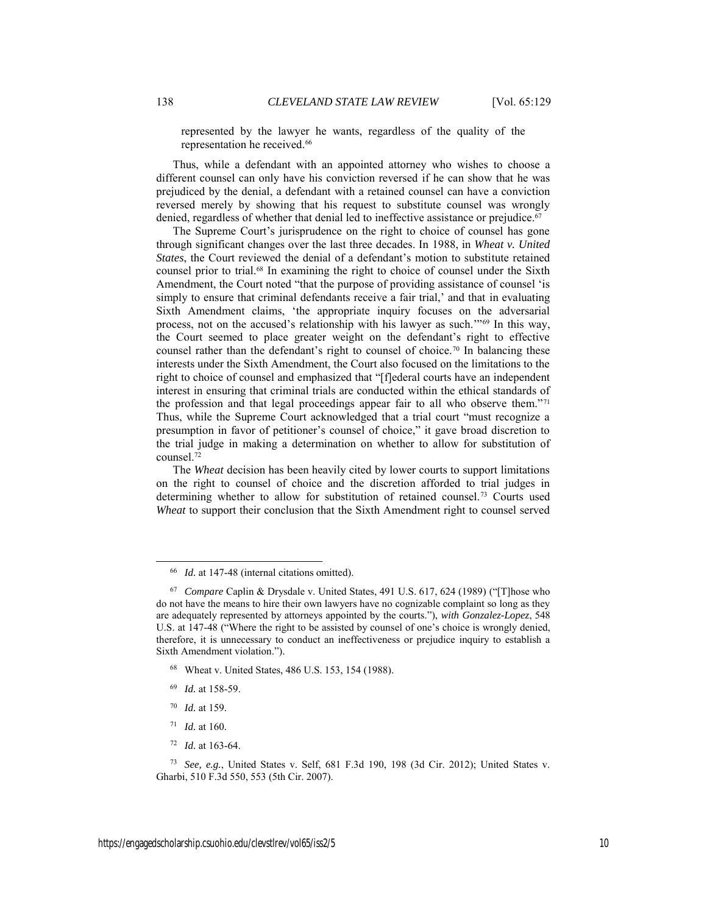represented by the lawyer he wants, regardless of the quality of the representation he received.[66]

Thus, while a defendant with an appointed attorney who wishes to choose a different counsel can only have his conviction reversed if he can show that he was prejudiced by the denial, a defendant with a retained counsel can have a conviction reversed merely by showing that his request to substitute counsel was wrongly denied, regardless of whether that denial led to ineffective assistance or prejudice.[67]

The Supreme Court's jurisprudence on the right to choice of counsel has gone through significant changes over the last three decades. In 1988, in *Wheat v. United States*, the Court reviewed the denial of a defendant's motion to substitute retained counsel prior to trial.[68] In examining the right to choice of counsel under the Sixth Amendment, the Court noted "that the purpose of providing assistance of counsel 'is simply to ensure that criminal defendants receive a fair trial,' and that in evaluating Sixth Amendment claims, 'the appropriate inquiry focuses on the adversarial process, not on the accused's relationship with his lawyer as such.'"[69] In this way, the Court seemed to place greater weight on the defendant's right to effective counsel rather than the defendant's right to counsel of choice.[70] In balancing these interests under the Sixth Amendment, the Court also focused on the limitations to the right to choice of counsel and emphasized that "[f]ederal courts have an independent interest in ensuring that criminal trials are conducted within the ethical standards of the profession and that legal proceedings appear fair to all who observe them."[71] Thus, while the Supreme Court acknowledged that a trial court "must recognize a presumption in favor of petitioner's counsel of choice," it gave broad discretion to the trial judge in making a determination on whether to allow for substitution of counsel.[72]

The *Wheat* decision has been heavily cited by lower courts to support limitations on the right to counsel of choice and the discretion afforded to trial judges in determining whether to allow for substitution of retained counsel.[73] Courts used *Wheat* to support their conclusion that the Sixth Amendment right to counsel served

---

[66] *Id.* at 147-48 (internal citations omitted).

[67] *Compare* Caplin & Drysdale v. United States, 491 U.S. 617, 624 (1989) ("[T]hose who do not have the means to hire their own lawyers have no cognizable complaint so long as they are adequately represented by attorneys appointed by the courts."), *with Gonzalez-Lopez*, 548 U.S. at 147-48 ("Where the right to be assisted by counsel of one's choice is wrongly denied, therefore, it is unnecessary to conduct an ineffectiveness or prejudice inquiry to establish a Sixth Amendment violation.").

[68] Wheat v. United States, 486 U.S. 153, 154 (1988).

[69] *Id.* at 158-59.

[70] *Id.* at 159.

[71] *Id.* at 160.

[72] *Id.* at 163-64.

[73] *See, e.g.*, United States v. Self, 681 F.3d 190, 198 (3d Cir. 2012); United States v. Gharbi, 510 F.3d 550, 553 (5th Cir. 2007).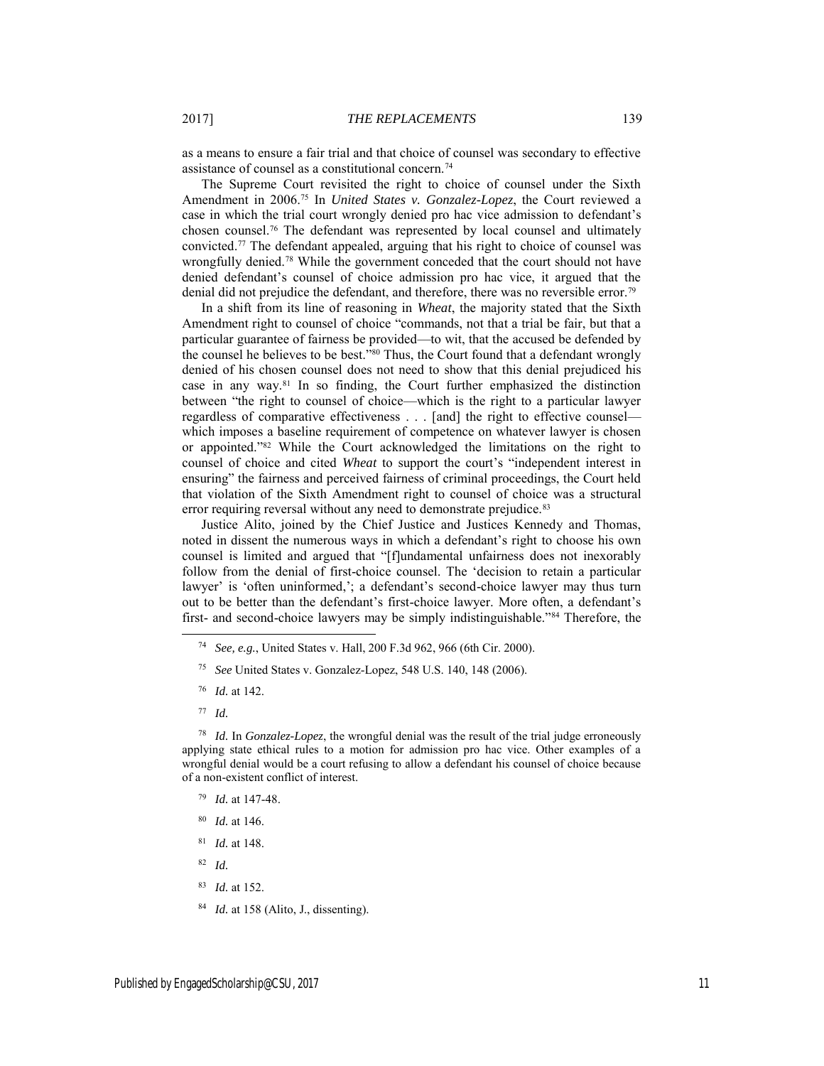as a means to ensure a fair trial and that choice of counsel was secondary to effective assistance of counsel as a constitutional concern.[74]

The Supreme Court revisited the right to choice of counsel under the Sixth Amendment in 2006.[75] In *United States v. Gonzalez-Lopez*, the Court reviewed a case in which the trial court wrongly denied pro hac vice admission to defendant's chosen counsel.[76] The defendant was represented by local counsel and ultimately convicted.[77] The defendant appealed, arguing that his right to choice of counsel was wrongfully denied.[78] While the government conceded that the court should not have denied defendant's counsel of choice admission pro hac vice, it argued that the denial did not prejudice the defendant, and therefore, there was no reversible error.[79]

In a shift from its line of reasoning in *Wheat*, the majority stated that the Sixth Amendment right to counsel of choice "commands, not that a trial be fair, but that a particular guarantee of fairness be provided—to wit, that the accused be defended by the counsel he believes to be best."[80] Thus, the Court found that a defendant wrongly denied of his chosen counsel does not need to show that this denial prejudiced his case in any way.[81] In so finding, the Court further emphasized the distinction between "the right to counsel of choice—which is the right to a particular lawyer regardless of comparative effectiveness . . . [and] the right to effective counsel—which imposes a baseline requirement of competence on whatever lawyer is chosen or appointed."[82] While the Court acknowledged the limitations on the right to counsel of choice and cited *Wheat* to support the court's "independent interest in ensuring" the fairness and perceived fairness of criminal proceedings, the Court held that violation of the Sixth Amendment right to counsel of choice was a structural error requiring reversal without any need to demonstrate prejudice.[83]

Justice Alito, joined by the Chief Justice and Justices Kennedy and Thomas, noted in dissent the numerous ways in which a defendant's right to choose his own counsel is limited and argued that "[f]undamental unfairness does not inexorably follow from the denial of first-choice counsel. The 'decision to retain a particular lawyer' is 'often uninformed,'; a defendant's second-choice lawyer may thus turn out to be better than the defendant's first-choice lawyer. More often, a defendant's first- and second-choice lawyers may be simply indistinguishable."[84] Therefore, the

---

[74] *See, e.g.*, United States v. Hall, 200 F.3d 962, 966 (6th Cir. 2000).

[75] *See* United States v. Gonzalez-Lopez, 548 U.S. 140, 148 (2006).

[76] *Id.* at 142.

[77] *Id.*

[78] *Id.* In *Gonzalez-Lopez*, the wrongful denial was the result of the trial judge erroneously applying state ethical rules to a motion for admission pro hac vice. Other examples of a wrongful denial would be a court refusing to allow a defendant his counsel of choice because of a non-existent conflict of interest.

[79] *Id.* at 147-48.

[80] *Id.* at 146.

[81] *Id.* at 148.

[82] *Id.*

[83] *Id.* at 152.

[84] *Id.* at 158 (Alito, J., dissenting).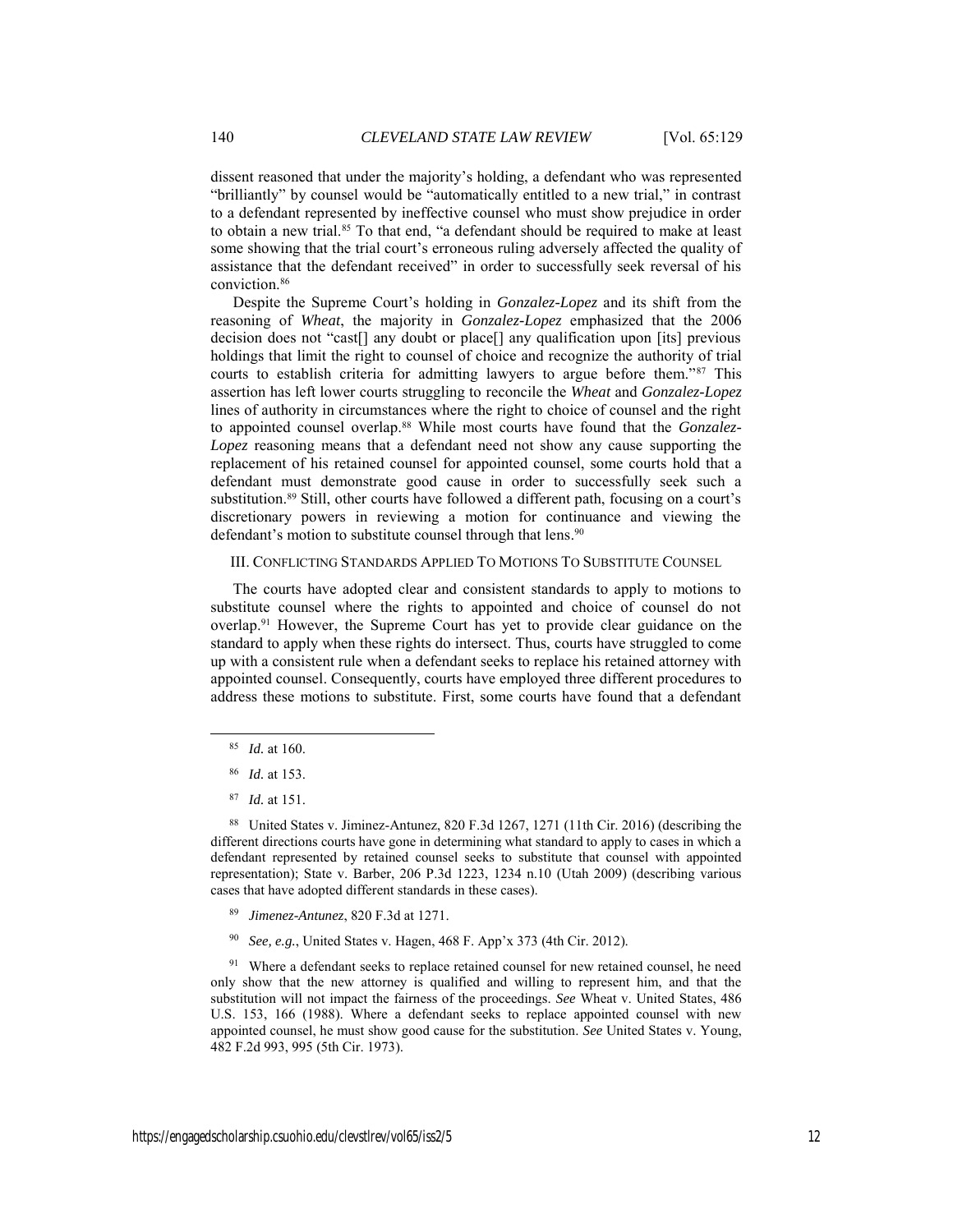dissent reasoned that under the majority's holding, a defendant who was represented "brilliantly" by counsel would be "automatically entitled to a new trial," in contrast to a defendant represented by ineffective counsel who must show prejudice in order to obtain a new trial.[85] To that end, "a defendant should be required to make at least some showing that the trial court's erroneous ruling adversely affected the quality of assistance that the defendant received" in order to successfully seek reversal of his conviction.[86]

Despite the Supreme Court's holding in *Gonzalez-Lopez* and its shift from the reasoning of *Wheat*, the majority in *Gonzalez-Lopez* emphasized that the 2006 decision does not "cast[] any doubt or place[] any qualification upon [its] previous holdings that limit the right to counsel of choice and recognize the authority of trial courts to establish criteria for admitting lawyers to argue before them."[87] This assertion has left lower courts struggling to reconcile the *Wheat* and *Gonzalez-Lopez* lines of authority in circumstances where the right to choice of counsel and the right to appointed counsel overlap.[88] While most courts have found that the *Gonzalez-Lopez* reasoning means that a defendant need not show any cause supporting the replacement of his retained counsel for appointed counsel, some courts hold that a defendant must demonstrate good cause in order to successfully seek such a substitution.[89] Still, other courts have followed a different path, focusing on a court's discretionary powers in reviewing a motion for continuance and viewing the defendant's motion to substitute counsel through that lens.[90]

## III. Conflicting Standards Applied To Motions To Substitute Counsel

The courts have adopted clear and consistent standards to apply to motions to substitute counsel where the rights to appointed and choice of counsel do not overlap.[91] However, the Supreme Court has yet to provide clear guidance on the standard to apply when these rights do intersect. Thus, courts have struggled to come up with a consistent rule when a defendant seeks to replace his retained attorney with appointed counsel. Consequently, courts have employed three different procedures to address these motions to substitute. First, some courts have found that a defendant

---

[85] *Id.* at 160.

[86] *Id.* at 153.

[87] *Id.* at 151.

[88] United States v. Jiminez-Antunez, 820 F.3d 1267, 1271 (11th Cir. 2016) (describing the different directions courts have gone in determining what standard to apply to cases in which a defendant represented by retained counsel seeks to substitute that counsel with appointed representation); State v. Barber, 206 P.3d 1223, 1234 n.10 (Utah 2009) (describing various cases that have adopted different standards in these cases).

[89] *Jimenez-Antunez*, 820 F.3d at 1271.

[90] *See, e.g.*, United States v. Hagen, 468 F. App'x 373 (4th Cir. 2012).

[91] Where a defendant seeks to replace retained counsel for new retained counsel, he need only show that the new attorney is qualified and willing to represent him, and that the substitution will not impact the fairness of the proceedings. *See* Wheat v. United States, 486 U.S. 153, 166 (1988). Where a defendant seeks to replace appointed counsel with new appointed counsel, he must show good cause for the substitution. *See* United States v. Young, 482 F.2d 993, 995 (5th Cir. 1973).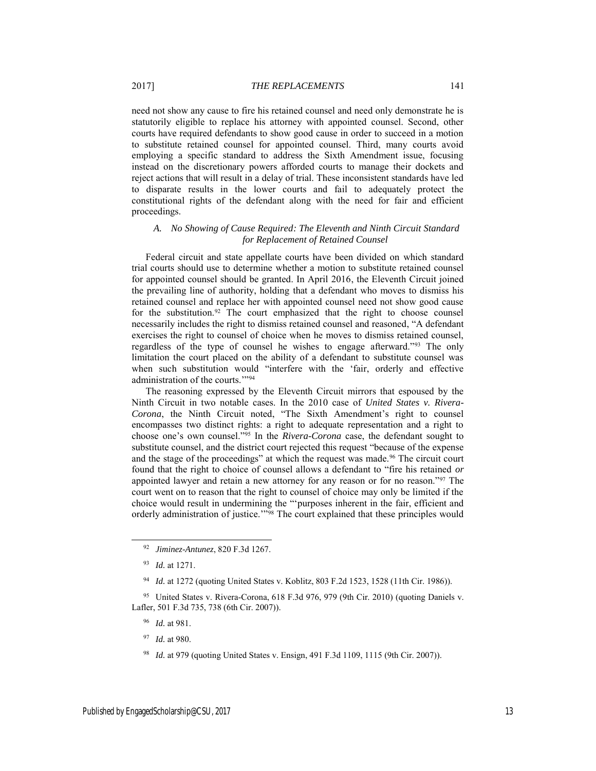need not show any cause to fire his retained counsel and need only demonstrate he is statutorily eligible to replace his attorney with appointed counsel. Second, other courts have required defendants to show good cause in order to succeed in a motion to substitute retained counsel for appointed counsel. Third, many courts avoid employing a specific standard to address the Sixth Amendment issue, focusing instead on the discretionary powers afforded courts to manage their dockets and reject actions that will result in a delay of trial. These inconsistent standards have led to disparate results in the lower courts and fail to adequately protect the constitutional rights of the defendant along with the need for fair and efficient proceedings.

### *A. No Showing of Cause Required: The Eleventh and Ninth Circuit Standard for Replacement of Retained Counsel*

Federal circuit and state appellate courts have been divided on which standard trial courts should use to determine whether a motion to substitute retained counsel for appointed counsel should be granted. In April 2016, the Eleventh Circuit joined the prevailing line of authority, holding that a defendant who moves to dismiss his retained counsel and replace her with appointed counsel need not show good cause for the substitution.[92] The court emphasized that the right to choose counsel necessarily includes the right to dismiss retained counsel and reasoned, "A defendant exercises the right to counsel of choice when he moves to dismiss retained counsel, regardless of the type of counsel he wishes to engage afterward."[93] The only limitation the court placed on the ability of a defendant to substitute counsel was when such substitution would "interfere with the 'fair, orderly and effective administration of the courts.'"[94]

The reasoning expressed by the Eleventh Circuit mirrors that espoused by the Ninth Circuit in two notable cases. In the 2010 case of *United States v. Rivera-Corona*, the Ninth Circuit noted, "The Sixth Amendment's right to counsel encompasses two distinct rights: a right to adequate representation and a right to choose one's own counsel."[95] In the *Rivera-Corona* case, the defendant sought to substitute counsel, and the district court rejected this request "because of the expense and the stage of the proceedings" at which the request was made.[96] The circuit court found that the right to choice of counsel allows a defendant to "fire his retained *or* appointed lawyer and retain a new attorney for any reason or for no reason."[97] The court went on to reason that the right to counsel of choice may only be limited if the choice would result in undermining the "'purposes inherent in the fair, efficient and orderly administration of justice.'"[98] The court explained that these principles would

---

[92] *Jiminez-Antunez*, 820 F.3d 1267.

[93] *Id.* at 1271.

[94] *Id.* at 1272 (quoting United States v. Koblitz, 803 F.2d 1523, 1528 (11th Cir. 1986)).

[95] United States v. Rivera-Corona, 618 F.3d 976, 979 (9th Cir. 2010) (quoting Daniels v. Lafler, 501 F.3d 735, 738 (6th Cir. 2007)).

[96] *Id.* at 981.

[97] *Id.* at 980.

[98] *Id.* at 979 (quoting United States v. Ensign, 491 F.3d 1109, 1115 (9th Cir. 2007)).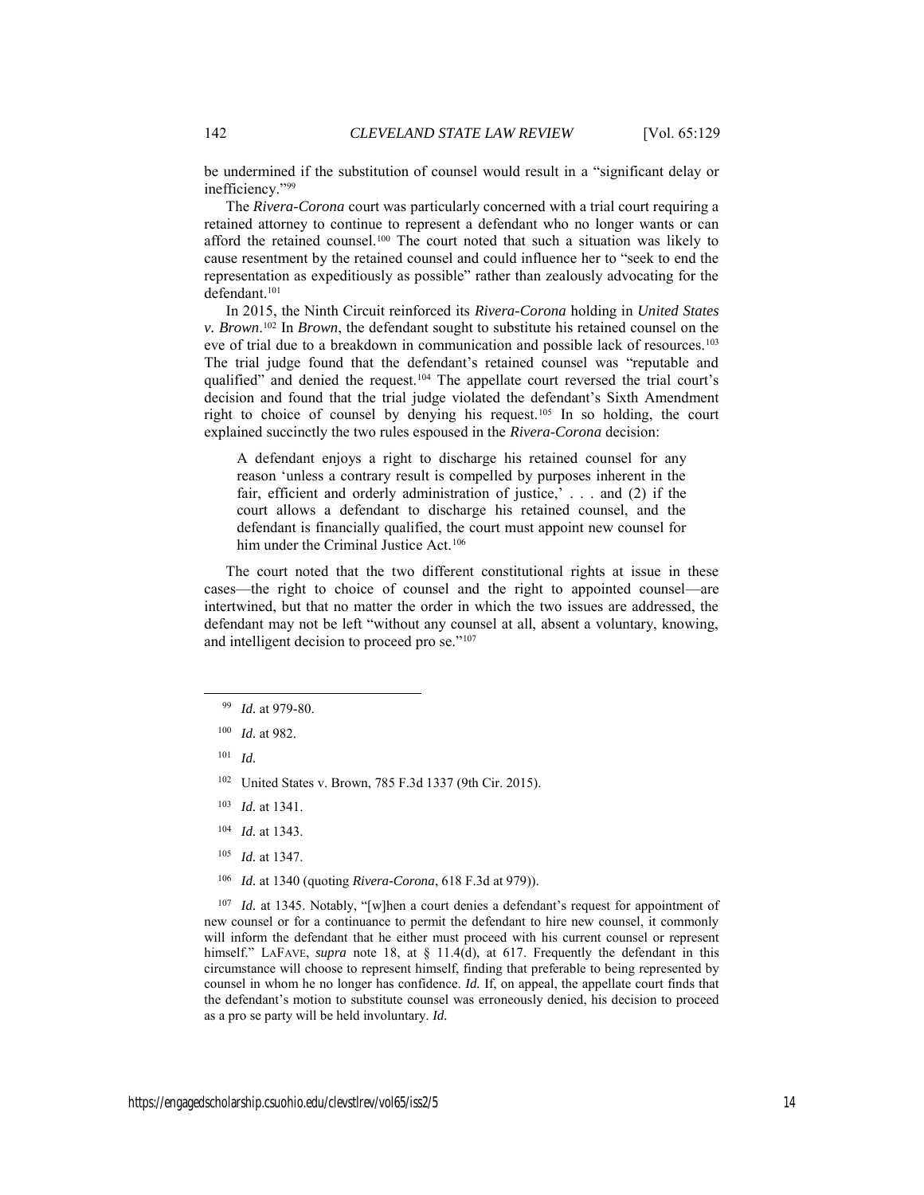be undermined if the substitution of counsel would result in a "significant delay or inefficiency."[99]

The *Rivera-Corona* court was particularly concerned with a trial court requiring a retained attorney to continue to represent a defendant who no longer wants or can afford the retained counsel.[100] The court noted that such a situation was likely to cause resentment by the retained counsel and could influence her to "seek to end the representation as expeditiously as possible" rather than zealously advocating for the defendant.[101]

In 2015, the Ninth Circuit reinforced its *Rivera-Corona* holding in *United States v. Brown*.[102] In *Brown*, the defendant sought to substitute his retained counsel on the eve of trial due to a breakdown in communication and possible lack of resources.[103] The trial judge found that the defendant's retained counsel was "reputable and qualified" and denied the request.[104] The appellate court reversed the trial court's decision and found that the trial judge violated the defendant's Sixth Amendment right to choice of counsel by denying his request.[105] In so holding, the court explained succinctly the two rules espoused in the *Rivera-Corona* decision:

> A defendant enjoys a right to discharge his retained counsel for any reason 'unless a contrary result is compelled by purposes inherent in the fair, efficient and orderly administration of justice,' . . . and (2) if the court allows a defendant to discharge his retained counsel, and the defendant is financially qualified, the court must appoint new counsel for him under the Criminal Justice Act.[106]

The court noted that the two different constitutional rights at issue in these cases—the right to choice of counsel and the right to appointed counsel—are intertwined, but that no matter the order in which the two issues are addressed, the defendant may not be left "without any counsel at all, absent a voluntary, knowing, and intelligent decision to proceed pro se."[107]

---

[99] *Id.* at 979-80.

[100] *Id.* at 982.

[101] *Id.*

[102] United States v. Brown, 785 F.3d 1337 (9th Cir. 2015).

[103] *Id.* at 1341.

[104] *Id.* at 1343.

[105] *Id.* at 1347.

[106] *Id.* at 1340 (quoting *Rivera-Corona*, 618 F.3d at 979)).

[107] *Id.* at 1345. Notably, "[w]hen a court denies a defendant's request for appointment of new counsel or for a continuance to permit the defendant to hire new counsel, it commonly will inform the defendant that he either must proceed with his current counsel or represent himself." LAFAVE, *supra* note 18, at § 11.4(d), at 617. Frequently the defendant in this circumstance will choose to represent himself, finding that preferable to being represented by counsel in whom he no longer has confidence. *Id.* If, on appeal, the appellate court finds that the defendant's motion to substitute counsel was erroneously denied, his decision to proceed as a pro se party will be held involuntary. *Id.*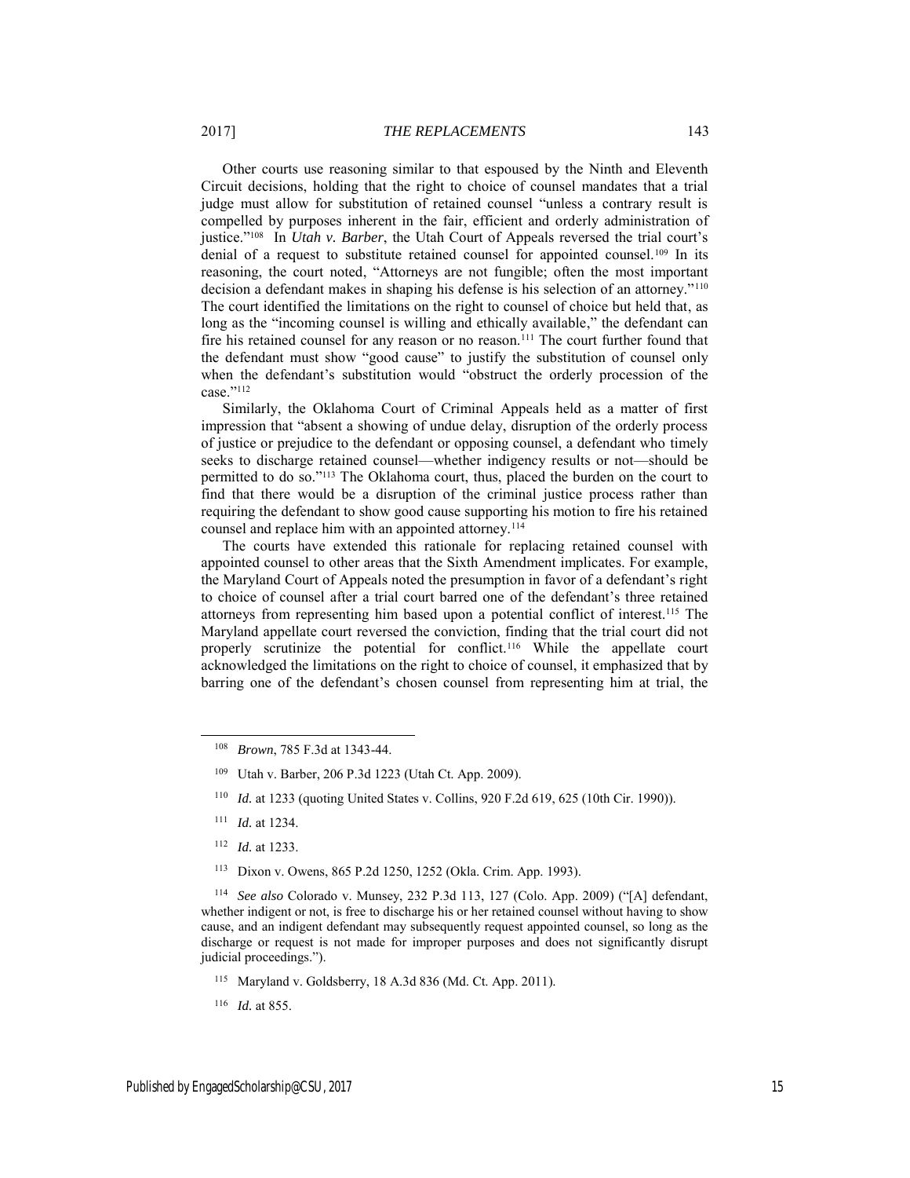Other courts use reasoning similar to that espoused by the Ninth and Eleventh Circuit decisions, holding that the right to choice of counsel mandates that a trial judge must allow for substitution of retained counsel "unless a contrary result is compelled by purposes inherent in the fair, efficient and orderly administration of justice."[108] In *Utah v. Barber*, the Utah Court of Appeals reversed the trial court's denial of a request to substitute retained counsel for appointed counsel.[109] In its reasoning, the court noted, "Attorneys are not fungible; often the most important decision a defendant makes in shaping his defense is his selection of an attorney."[110] The court identified the limitations on the right to counsel of choice but held that, as long as the "incoming counsel is willing and ethically available," the defendant can fire his retained counsel for any reason or no reason.[111] The court further found that the defendant must show "good cause" to justify the substitution of counsel only when the defendant's substitution would "obstruct the orderly procession of the case."[112]

Similarly, the Oklahoma Court of Criminal Appeals held as a matter of first impression that "absent a showing of undue delay, disruption of the orderly process of justice or prejudice to the defendant or opposing counsel, a defendant who timely seeks to discharge retained counsel—whether indigency results or not—should be permitted to do so."[113] The Oklahoma court, thus, placed the burden on the court to find that there would be a disruption of the criminal justice process rather than requiring the defendant to show good cause supporting his motion to fire his retained counsel and replace him with an appointed attorney.[114]

The courts have extended this rationale for replacing retained counsel with appointed counsel to other areas that the Sixth Amendment implicates. For example, the Maryland Court of Appeals noted the presumption in favor of a defendant's right to choice of counsel after a trial court barred one of the defendant's three retained attorneys from representing him based upon a potential conflict of interest.[115] The Maryland appellate court reversed the conviction, finding that the trial court did not properly scrutinize the potential for conflict.[116] While the appellate court acknowledged the limitations on the right to choice of counsel, it emphasized that by barring one of the defendant's chosen counsel from representing him at trial, the

---

[108] *Brown*, 785 F.3d at 1343-44.

[109] Utah v. Barber, 206 P.3d 1223 (Utah Ct. App. 2009).

[110] *Id.* at 1233 (quoting United States v. Collins, 920 F.2d 619, 625 (10th Cir. 1990)).

[111] *Id.* at 1234.

[112] *Id.* at 1233.

[113] Dixon v. Owens, 865 P.2d 1250, 1252 (Okla. Crim. App. 1993).

[114] *See also* Colorado v. Munsey, 232 P.3d 113, 127 (Colo. App. 2009) ("[A] defendant, whether indigent or not, is free to discharge his or her retained counsel without having to show cause, and an indigent defendant may subsequently request appointed counsel, so long as the discharge or request is not made for improper purposes and does not significantly disrupt judicial proceedings.").

[115] Maryland v. Goldsberry, 18 A.3d 836 (Md. Ct. App. 2011).

[116] *Id.* at 855.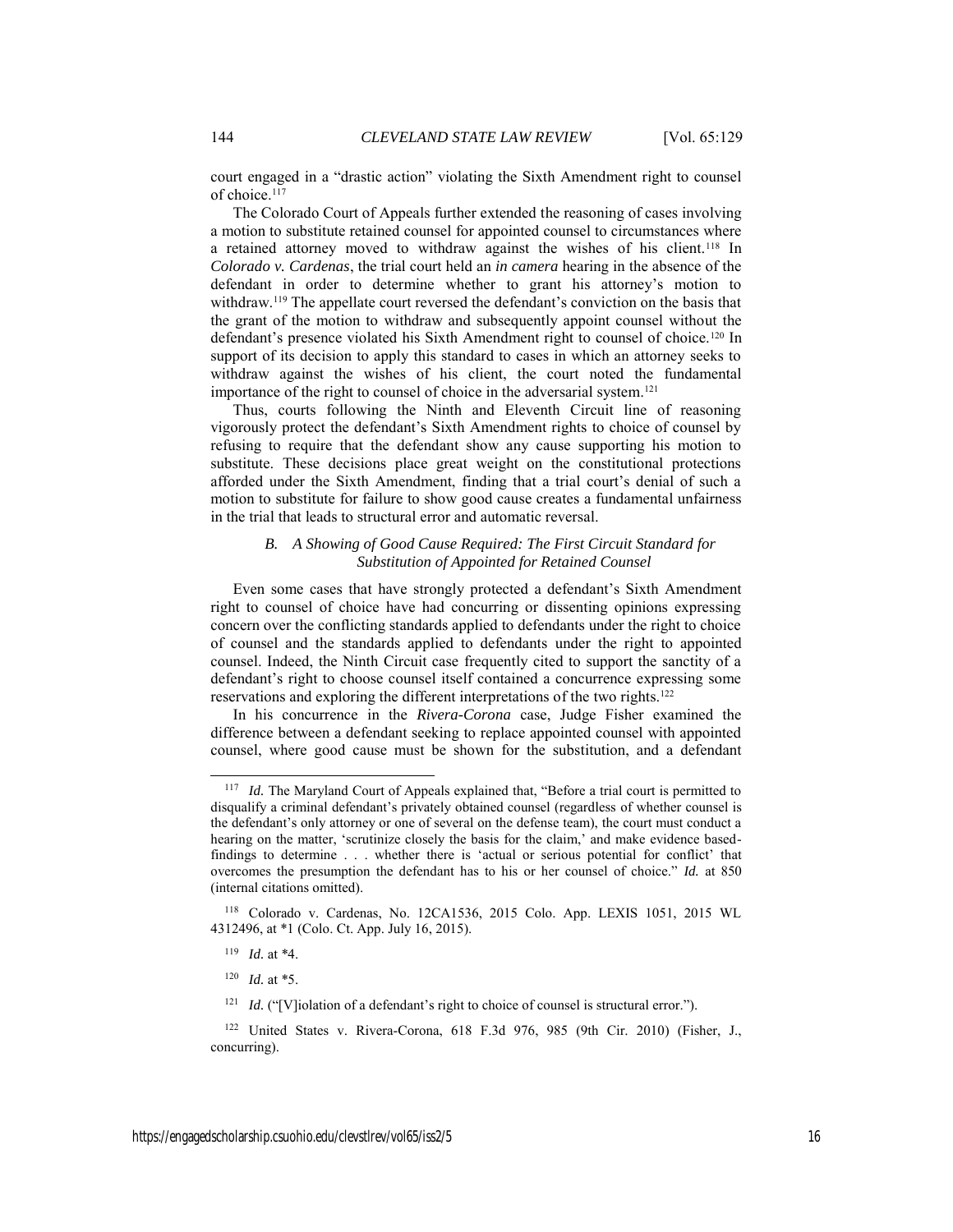court engaged in a "drastic action" violating the Sixth Amendment right to counsel of choice.[117]

The Colorado Court of Appeals further extended the reasoning of cases involving a motion to substitute retained counsel for appointed counsel to circumstances where a retained attorney moved to withdraw against the wishes of his client.[118] In *Colorado v. Cardenas*, the trial court held an *in camera* hearing in the absence of the defendant in order to determine whether to grant his attorney's motion to withdraw.[119] The appellate court reversed the defendant's conviction on the basis that the grant of the motion to withdraw and subsequently appoint counsel without the defendant's presence violated his Sixth Amendment right to counsel of choice.[120] In support of its decision to apply this standard to cases in which an attorney seeks to withdraw against the wishes of his client, the court noted the fundamental importance of the right to counsel of choice in the adversarial system.[121]

Thus, courts following the Ninth and Eleventh Circuit line of reasoning vigorously protect the defendant's Sixth Amendment rights to choice of counsel by refusing to require that the defendant show any cause supporting his motion to substitute. These decisions place great weight on the constitutional protections afforded under the Sixth Amendment, finding that a trial court's denial of such a motion to substitute for failure to show good cause creates a fundamental unfairness in the trial that leads to structural error and automatic reversal.

### *B. A Showing of Good Cause Required: The First Circuit Standard for Substitution of Appointed for Retained Counsel*

Even some cases that have strongly protected a defendant's Sixth Amendment right to counsel of choice have had concurring or dissenting opinions expressing concern over the conflicting standards applied to defendants under the right to choice of counsel and the standards applied to defendants under the right to appointed counsel. Indeed, the Ninth Circuit case frequently cited to support the sanctity of a defendant's right to choose counsel itself contained a concurrence expressing some reservations and exploring the different interpretations of the two rights.[122]

In his concurrence in the *Rivera-Corona* case, Judge Fisher examined the difference between a defendant seeking to replace appointed counsel with appointed counsel, where good cause must be shown for the substitution, and a defendant

---

[117] *Id.* The Maryland Court of Appeals explained that, "Before a trial court is permitted to disqualify a criminal defendant's privately obtained counsel (regardless of whether counsel is the defendant's only attorney or one of several on the defense team), the court must conduct a hearing on the matter, 'scrutinize closely the basis for the claim,' and make evidence based-findings to determine . . . whether there is 'actual or serious potential for conflict' that overcomes the presumption the defendant has to his or her counsel of choice." *Id.* at 850 (internal citations omitted).

[118] Colorado v. Cardenas, No. 12CA1536, 2015 Colo. App. LEXIS 1051, 2015 WL 4312496, at *1 (Colo. Ct. App. July 16, 2015).

[119] *Id.* at *4.

[120] *Id.* at *5.

[121] *Id.* ("[V]iolation of a defendant's right to choice of counsel is structural error.").

[122] United States v. Rivera-Corona, 618 F.3d 976, 985 (9th Cir. 2010) (Fisher, J., concurring).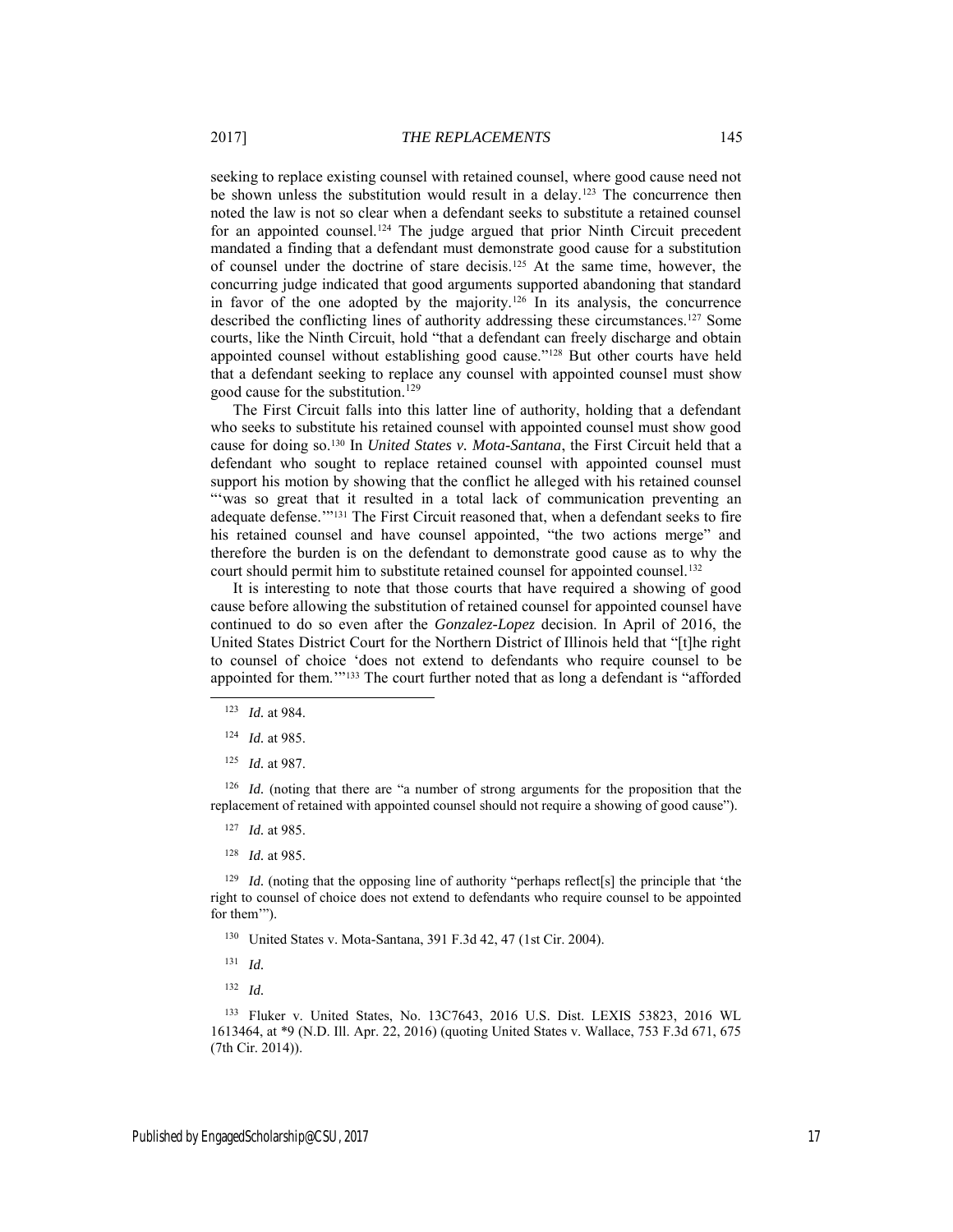seeking to replace existing counsel with retained counsel, where good cause need not be shown unless the substitution would result in a delay.[123] The concurrence then noted the law is not so clear when a defendant seeks to substitute a retained counsel for an appointed counsel.[124] The judge argued that prior Ninth Circuit precedent mandated a finding that a defendant must demonstrate good cause for a substitution of counsel under the doctrine of stare decisis.[125] At the same time, however, the concurring judge indicated that good arguments supported abandoning that standard in favor of the one adopted by the majority.[126] In its analysis, the concurrence described the conflicting lines of authority addressing these circumstances.[127] Some courts, like the Ninth Circuit, hold "that a defendant can freely discharge and obtain appointed counsel without establishing good cause."[128] But other courts have held that a defendant seeking to replace any counsel with appointed counsel must show good cause for the substitution.[129]

The First Circuit falls into this latter line of authority, holding that a defendant who seeks to substitute his retained counsel with appointed counsel must show good cause for doing so.[130] In *United States v. Mota-Santana*, the First Circuit held that a defendant who sought to replace retained counsel with appointed counsel must support his motion by showing that the conflict he alleged with his retained counsel "'was so great that it resulted in a total lack of communication preventing an adequate defense.'"[131] The First Circuit reasoned that, when a defendant seeks to fire his retained counsel and have counsel appointed, "the two actions merge" and therefore the burden is on the defendant to demonstrate good cause as to why the court should permit him to substitute retained counsel for appointed counsel.[132]

It is interesting to note that those courts that have required a showing of good cause before allowing the substitution of retained counsel for appointed counsel have continued to do so even after the *Gonzalez-Lopez* decision. In April of 2016, the United States District Court for the Northern District of Illinois held that "[t]he right to counsel of choice 'does not extend to defendants who require counsel to be appointed for them.'"[133] The court further noted that as long a defendant is "afforded

---

[123] *Id.* at 984.

[124] *Id.* at 985.

[125] *Id.* at 987.

[126] *Id.* (noting that there are "a number of strong arguments for the proposition that the replacement of retained with appointed counsel should not require a showing of good cause").

[127] *Id.* at 985.

[128] *Id.* at 985.

[129] *Id.* (noting that the opposing line of authority "perhaps reflect[s] the principle that 'the right to counsel of choice does not extend to defendants who require counsel to be appointed for them'").

[130] United States v. Mota-Santana, 391 F.3d 42, 47 (1st Cir. 2004).

[131] *Id.*

[132] *Id.*

[133] Fluker v. United States, No. 13C7643, 2016 U.S. Dist. LEXIS 53823, 2016 WL 1613464, at *9 (N.D. Ill. Apr. 22, 2016) (quoting United States v. Wallace, 753 F.3d 671, 675 (7th Cir. 2014)).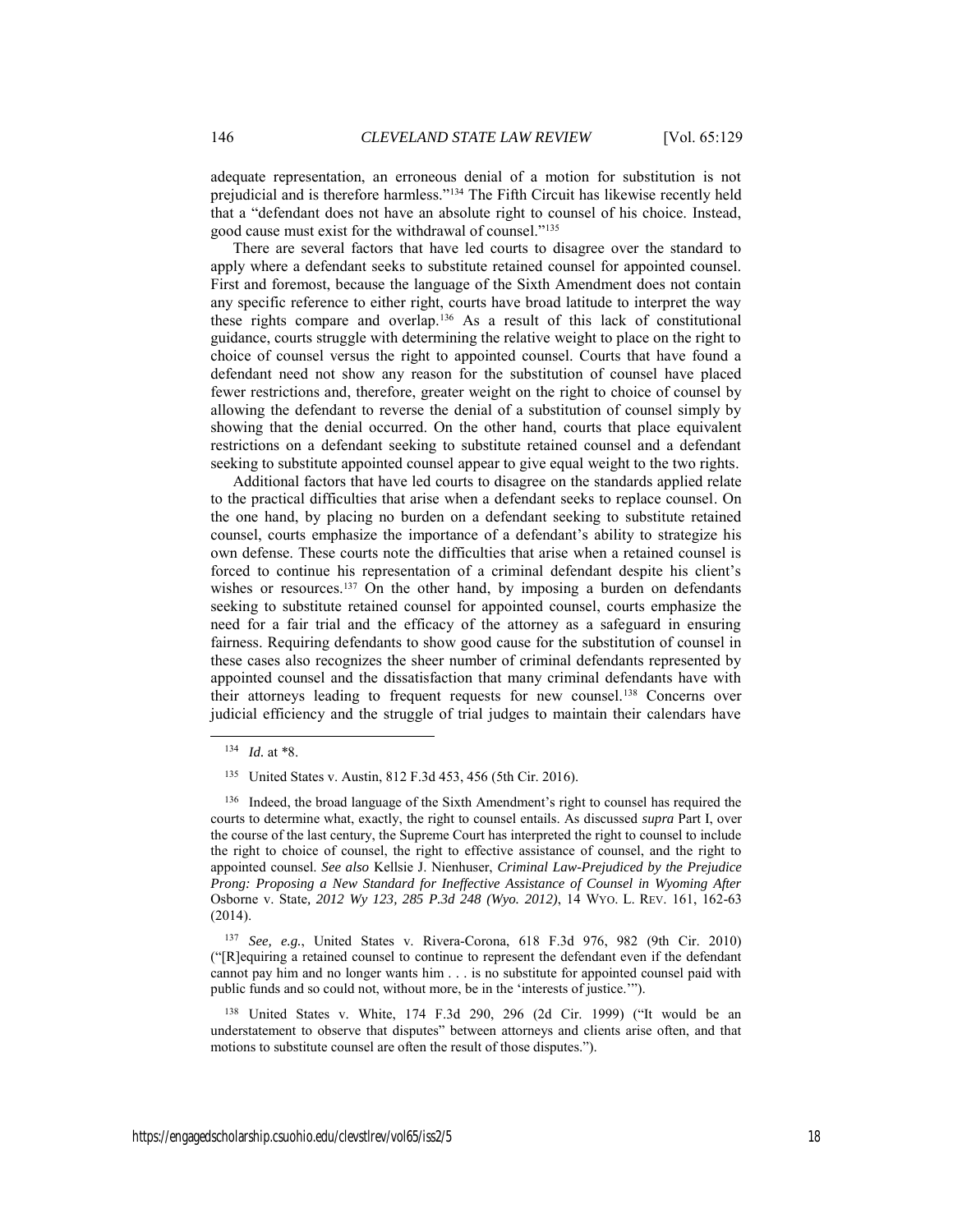adequate representation, an erroneous denial of a motion for substitution is not prejudicial and is therefore harmless."[134] The Fifth Circuit has likewise recently held that a "defendant does not have an absolute right to counsel of his choice. Instead, good cause must exist for the withdrawal of counsel."[135]

There are several factors that have led courts to disagree over the standard to apply where a defendant seeks to substitute retained counsel for appointed counsel. First and foremost, because the language of the Sixth Amendment does not contain any specific reference to either right, courts have broad latitude to interpret the way these rights compare and overlap.[136] As a result of this lack of constitutional guidance, courts struggle with determining the relative weight to place on the right to choice of counsel versus the right to appointed counsel. Courts that have found a defendant need not show any reason for the substitution of counsel have placed fewer restrictions and, therefore, greater weight on the right to choice of counsel by allowing the defendant to reverse the denial of a substitution of counsel simply by showing that the denial occurred. On the other hand, courts that place equivalent restrictions on a defendant seeking to substitute retained counsel and a defendant seeking to substitute appointed counsel appear to give equal weight to the two rights.

Additional factors that have led courts to disagree on the standards applied relate to the practical difficulties that arise when a defendant seeks to replace counsel. On the one hand, by placing no burden on a defendant seeking to substitute retained counsel, courts emphasize the importance of a defendant's ability to strategize his own defense. These courts note the difficulties that arise when a retained counsel is forced to continue his representation of a criminal defendant despite his client's wishes or resources.[137] On the other hand, by imposing a burden on defendants seeking to substitute retained counsel for appointed counsel, courts emphasize the need for a fair trial and the efficacy of the attorney as a safeguard in ensuring fairness. Requiring defendants to show good cause for the substitution of counsel in these cases also recognizes the sheer number of criminal defendants represented by appointed counsel and the dissatisfaction that many criminal defendants have with their attorneys leading to frequent requests for new counsel.[138] Concerns over judicial efficiency and the struggle of trial judges to maintain their calendars have

---

[134] *Id.* at \*8.

[135] United States v. Austin, 812 F.3d 453, 456 (5th Cir. 2016).

[136] Indeed, the broad language of the Sixth Amendment's right to counsel has required the courts to determine what, exactly, the right to counsel entails. As discussed *supra* Part I, over the course of the last century, the Supreme Court has interpreted the right to counsel to include the right to choice of counsel, the right to effective assistance of counsel, and the right to appointed counsel. *See also* Kellsie J. Nienhuser, *Criminal Law-Prejudiced by the Prejudice Prong: Proposing a New Standard for Ineffective Assistance of Counsel in Wyoming After* Osborne v. State*, 2012 Wy 123, 285 P.3d 248 (Wyo. 2012)*, 14 WYO. L. REV. 161, 162-63 (2014).

[137] *See, e.g.*, United States v. Rivera-Corona, 618 F.3d 976, 982 (9th Cir. 2010) ("[R]equiring a retained counsel to continue to represent the defendant even if the defendant cannot pay him and no longer wants him . . . is no substitute for appointed counsel paid with public funds and so could not, without more, be in the 'interests of justice.'").

[138] United States v. White, 174 F.3d 290, 296 (2d Cir. 1999) ("It would be an understatement to observe that disputes" between attorneys and clients arise often, and that motions to substitute counsel are often the result of those disputes.").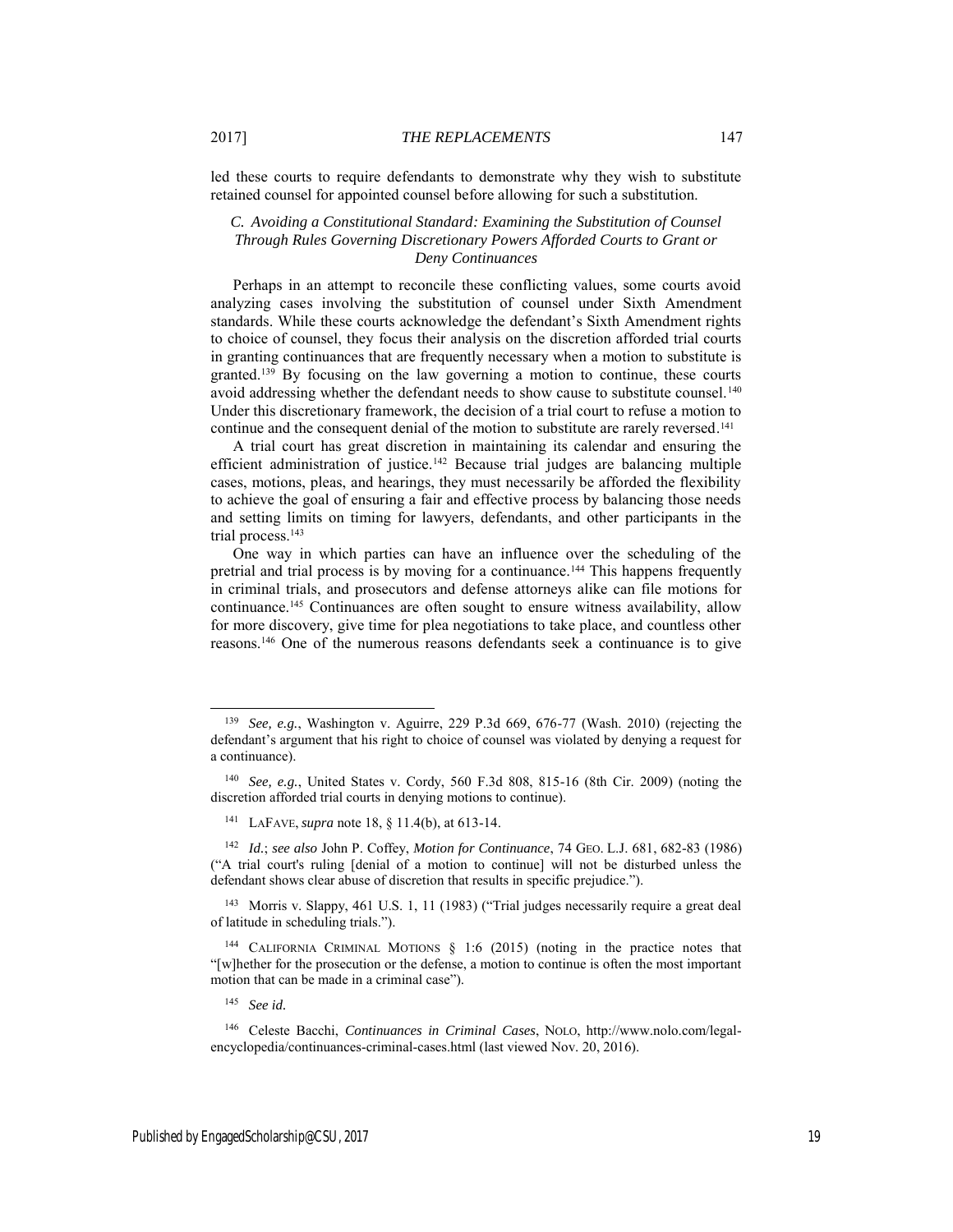led these courts to require defendants to demonstrate why they wish to substitute retained counsel for appointed counsel before allowing for such a substitution.

### *C. Avoiding a Constitutional Standard: Examining the Substitution of Counsel Through Rules Governing Discretionary Powers Afforded Courts to Grant or Deny Continuances*

Perhaps in an attempt to reconcile these conflicting values, some courts avoid analyzing cases involving the substitution of counsel under Sixth Amendment standards. While these courts acknowledge the defendant's Sixth Amendment rights to choice of counsel, they focus their analysis on the discretion afforded trial courts in granting continuances that are frequently necessary when a motion to substitute is granted.[139] By focusing on the law governing a motion to continue, these courts avoid addressing whether the defendant needs to show cause to substitute counsel.[140] Under this discretionary framework, the decision of a trial court to refuse a motion to continue and the consequent denial of the motion to substitute are rarely reversed.[141]

A trial court has great discretion in maintaining its calendar and ensuring the efficient administration of justice.[142] Because trial judges are balancing multiple cases, motions, pleas, and hearings, they must necessarily be afforded the flexibility to achieve the goal of ensuring a fair and effective process by balancing those needs and setting limits on timing for lawyers, defendants, and other participants in the trial process.[143]

One way in which parties can have an influence over the scheduling of the pretrial and trial process is by moving for a continuance.[144] This happens frequently in criminal trials, and prosecutors and defense attorneys alike can file motions for continuance.[145] Continuances are often sought to ensure witness availability, allow for more discovery, give time for plea negotiations to take place, and countless other reasons.[146] One of the numerous reasons defendants seek a continuance is to give

---

[139] *See, e.g.*, Washington v. Aguirre, 229 P.3d 669, 676-77 (Wash. 2010) (rejecting the defendant's argument that his right to choice of counsel was violated by denying a request for a continuance).

[140] *See, e.g.*, United States v. Cordy, 560 F.3d 808, 815-16 (8th Cir. 2009) (noting the discretion afforded trial courts in denying motions to continue).

[141] LAFAVE, *supra* note 18, § 11.4(b), at 613-14.

[142] *Id.*; *see also* John P. Coffey, *Motion for Continuance*, 74 GEO. L.J. 681, 682-83 (1986) ("A trial court's ruling [denial of a motion to continue] will not be disturbed unless the defendant shows clear abuse of discretion that results in specific prejudice.").

[143] Morris v. Slappy, 461 U.S. 1, 11 (1983) ("Trial judges necessarily require a great deal of latitude in scheduling trials.").

[144] CALIFORNIA CRIMINAL MOTIONS § 1:6 (2015) (noting in the practice notes that "[w]hether for the prosecution or the defense, a motion to continue is often the most important motion that can be made in a criminal case").

[145] *See id.*

[146] Celeste Bacchi, *Continuances in Criminal Cases*, NOLO, http://www.nolo.com/legal-encyclopedia/continuances-criminal-cases.html (last viewed Nov. 20, 2016).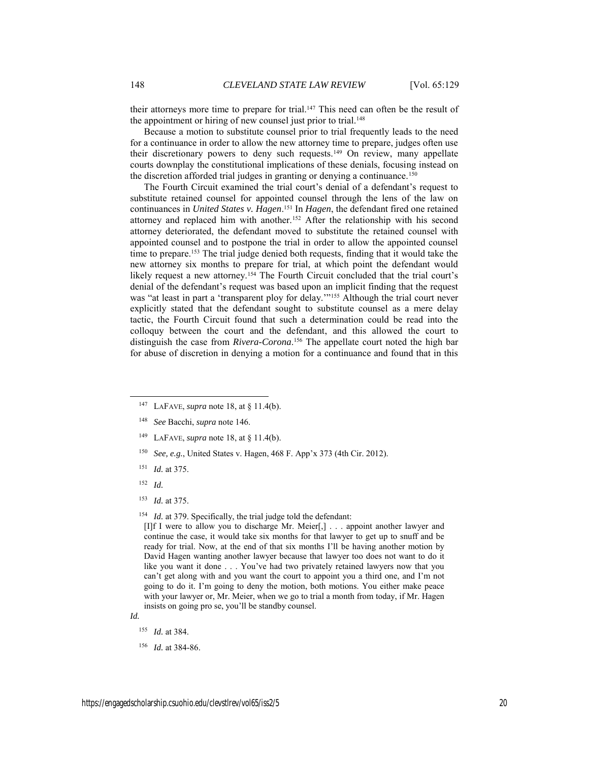their attorneys more time to prepare for trial.[147] This need can often be the result of the appointment or hiring of new counsel just prior to trial.[148]

Because a motion to substitute counsel prior to trial frequently leads to the need for a continuance in order to allow the new attorney time to prepare, judges often use their discretionary powers to deny such requests.[149] On review, many appellate courts downplay the constitutional implications of these denials, focusing instead on the discretion afforded trial judges in granting or denying a continuance.[150]

The Fourth Circuit examined the trial court's denial of a defendant's request to substitute retained counsel for appointed counsel through the lens of the law on continuances in *United States v. Hagen*.[151] In *Hagen*, the defendant fired one retained attorney and replaced him with another.[152] After the relationship with his second attorney deteriorated, the defendant moved to substitute the retained counsel with appointed counsel and to postpone the trial in order to allow the appointed counsel time to prepare.[153] The trial judge denied both requests, finding that it would take the new attorney six months to prepare for trial, at which point the defendant would likely request a new attorney.[154] The Fourth Circuit concluded that the trial court's denial of the defendant's request was based upon an implicit finding that the request was "at least in part a 'transparent ploy for delay.'"[155] Although the trial court never explicitly stated that the defendant sought to substitute counsel as a mere delay tactic, the Fourth Circuit found that such a determination could be read into the colloquy between the court and the defendant, and this allowed the court to distinguish the case from *Rivera-Corona*.[156] The appellate court noted the high bar for abuse of discretion in denying a motion for a continuance and found that in this

---

[147] LAFAVE, *supra* note 18, at § 11.4(b).

[148] *See* Bacchi, *supra* note 146.

[149] LAFAVE, *supra* note 18, at § 11.4(b).

[150] *See, e.g.*, United States v. Hagen, 468 F. App'x 373 (4th Cir. 2012).

[151] *Id.* at 375.

[152] *Id.*

[153] *Id.* at 375.

[154] *Id.* at 379. Specifically, the trial judge told the defendant:

> [I]f I were to allow you to discharge Mr. Meier[,] . . . appoint another lawyer and continue the case, it would take six months for that lawyer to get up to snuff and be ready for trial. Now, at the end of that six months I'll be having another motion by David Hagen wanting another lawyer because that lawyer too does not want to do it like you want it done . . . You've had two privately retained lawyers now that you can't get along with and you want the court to appoint you a third one, and I'm not going to do it. I'm going to deny the motion, both motions. You either make peace with your lawyer or, Mr. Meier, when we go to trial a month from today, if Mr. Hagen insists on going pro se, you'll be standby counsel.

*Id.*

[155] *Id.* at 384.

[156] *Id.* at 384-86.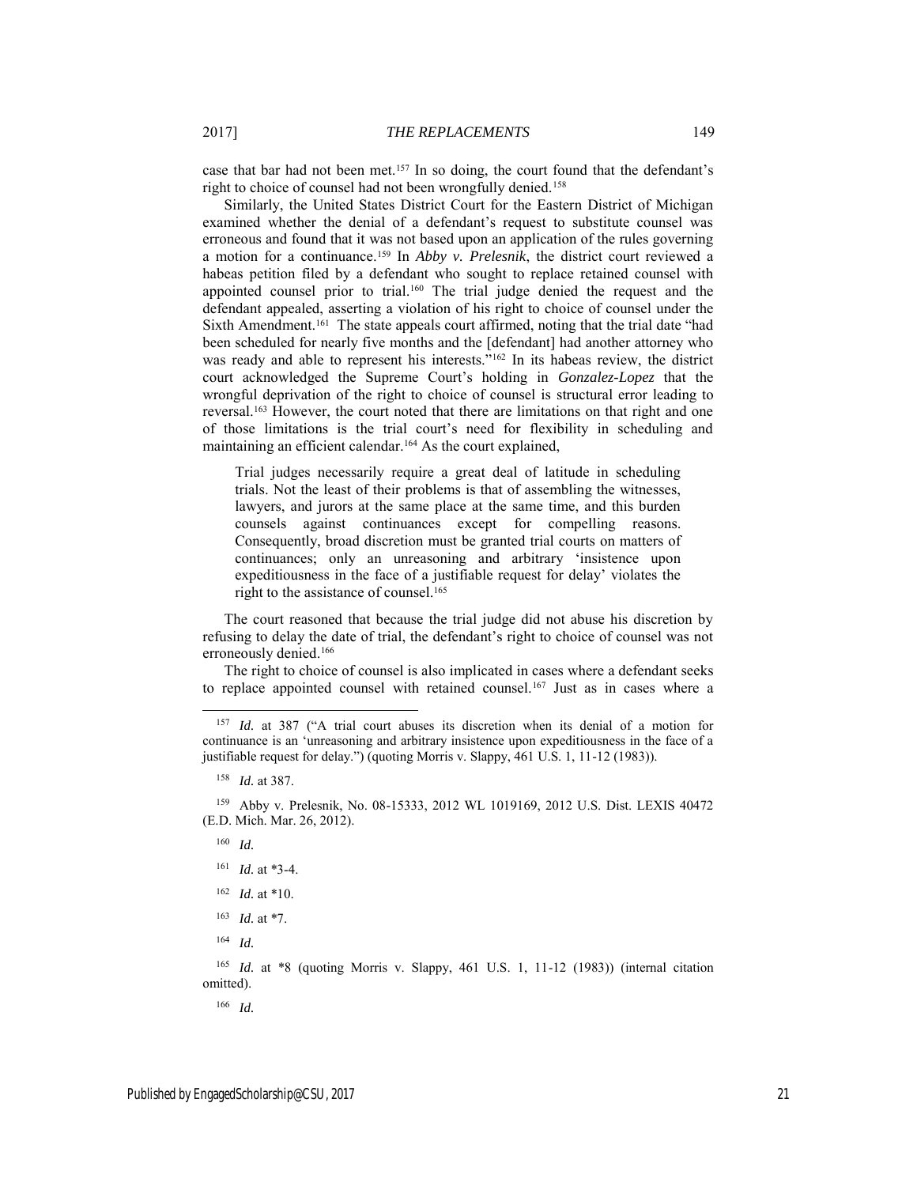case that bar had not been met.[157] In so doing, the court found that the defendant's right to choice of counsel had not been wrongfully denied.[158]

Similarly, the United States District Court for the Eastern District of Michigan examined whether the denial of a defendant's request to substitute counsel was erroneous and found that it was not based upon an application of the rules governing a motion for a continuance.[159] In *Abby v. Prelesnik*, the district court reviewed a habeas petition filed by a defendant who sought to replace retained counsel with appointed counsel prior to trial.[160] The trial judge denied the request and the defendant appealed, asserting a violation of his right to choice of counsel under the Sixth Amendment.[161] The state appeals court affirmed, noting that the trial date "had been scheduled for nearly five months and the [defendant] had another attorney who was ready and able to represent his interests."[162] In its habeas review, the district court acknowledged the Supreme Court's holding in *Gonzalez-Lopez* that the wrongful deprivation of the right to choice of counsel is structural error leading to reversal.[163] However, the court noted that there are limitations on that right and one of those limitations is the trial court's need for flexibility in scheduling and maintaining an efficient calendar.[164] As the court explained,

> Trial judges necessarily require a great deal of latitude in scheduling trials. Not the least of their problems is that of assembling the witnesses, lawyers, and jurors at the same place at the same time, and this burden counsels against continuances except for compelling reasons. Consequently, broad discretion must be granted trial courts on matters of continuances; only an unreasoning and arbitrary 'insistence upon expeditiousness in the face of a justifiable request for delay' violates the right to the assistance of counsel.[165]

The court reasoned that because the trial judge did not abuse his discretion by refusing to delay the date of trial, the defendant's right to choice of counsel was not erroneously denied.[166]

The right to choice of counsel is also implicated in cases where a defendant seeks to replace appointed counsel with retained counsel.[167] Just as in cases where a

---

[157] *Id.* at 387 ("A trial court abuses its discretion when its denial of a motion for continuance is an 'unreasoning and arbitrary insistence upon expeditiousness in the face of a justifiable request for delay.") (quoting Morris v. Slappy, 461 U.S. 1, 11-12 (1983)).

[158] *Id.* at 387.

[159] Abby v. Prelesnik, No. 08-15333, 2012 WL 1019169, 2012 U.S. Dist. LEXIS 40472 (E.D. Mich. Mar. 26, 2012).

[160] *Id.*

[161] *Id.* at *3-4.

[162] *Id.* at *10.

[163] *Id.* at *7.

[164] *Id.*

[165] *Id.* at *8 (quoting Morris v. Slappy, 461 U.S. 1, 11-12 (1983)) (internal citation omitted).

[166] *Id.*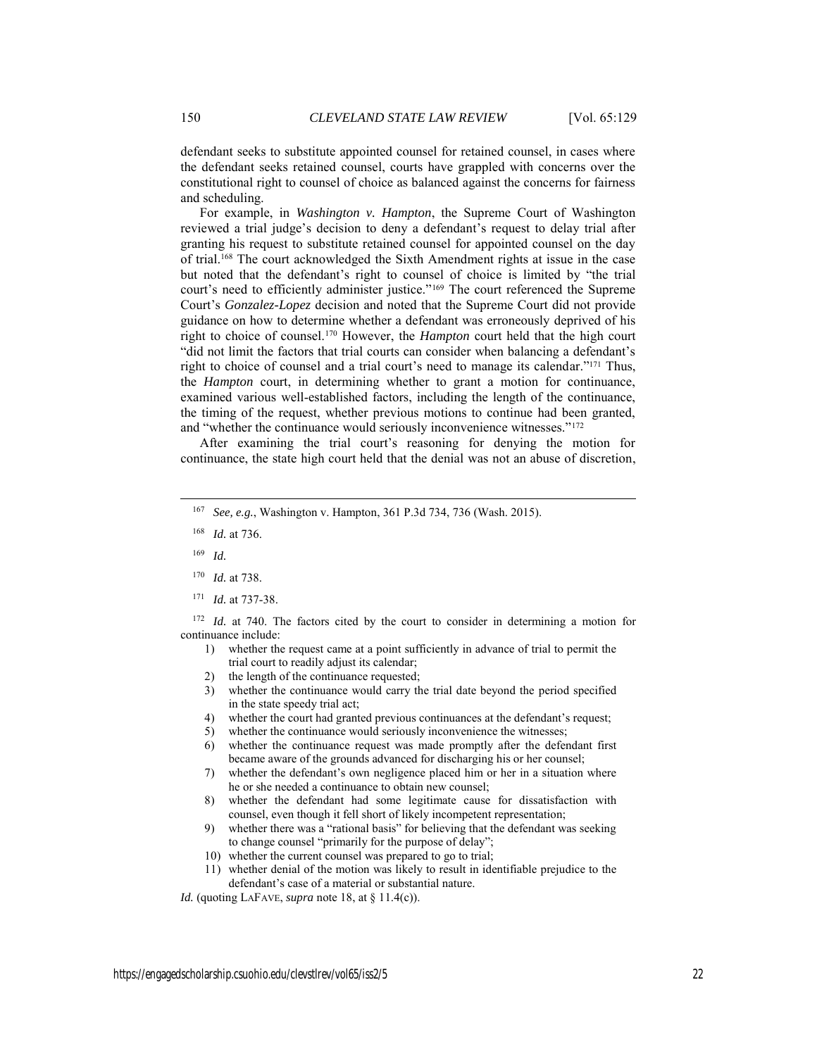defendant seeks to substitute appointed counsel for retained counsel, in cases where the defendant seeks retained counsel, courts have grappled with concerns over the constitutional right to counsel of choice as balanced against the concerns for fairness and scheduling.

For example, in *Washington v. Hampton*, the Supreme Court of Washington reviewed a trial judge's decision to deny a defendant's request to delay trial after granting his request to substitute retained counsel for appointed counsel on the day of trial.[168] The court acknowledged the Sixth Amendment rights at issue in the case but noted that the defendant's right to counsel of choice is limited by "the trial court's need to efficiently administer justice."[169] The court referenced the Supreme Court's *Gonzalez-Lopez* decision and noted that the Supreme Court did not provide guidance on how to determine whether a defendant was erroneously deprived of his right to choice of counsel.[170] However, the *Hampton* court held that the high court "did not limit the factors that trial courts can consider when balancing a defendant's right to choice of counsel and a trial court's need to manage its calendar."[171] Thus, the *Hampton* court, in determining whether to grant a motion for continuance, examined various well-established factors, including the length of the continuance, the timing of the request, whether previous motions to continue had been granted, and "whether the continuance would seriously inconvenience witnesses."[172]

After examining the trial court's reasoning for denying the motion for continuance, the state high court held that the denial was not an abuse of discretion,

---

[167] *See, e.g.*, Washington v. Hampton, 361 P.3d 734, 736 (Wash. 2015).

[168] *Id.* at 736.

[169] *Id.*

[170] *Id.* at 738.

[171] *Id.* at 737-38.

[172] *Id.* at 740. The factors cited by the court to consider in determining a motion for continuance include:

1) whether the request came at a point sufficiently in advance of trial to permit the trial court to readily adjust its calendar;
2) the length of the continuance requested;
3) whether the continuance would carry the trial date beyond the period specified in the state speedy trial act;
4) whether the court had granted previous continuances at the defendant's request;
5) whether the continuance would seriously inconvenience the witnesses;
6) whether the continuance request was made promptly after the defendant first became aware of the grounds advanced for discharging his or her counsel;
7) whether the defendant's own negligence placed him or her in a situation where he or she needed a continuance to obtain new counsel;
8) whether the defendant had some legitimate cause for dissatisfaction with counsel, even though it fell short of likely incompetent representation;
9) whether there was a "rational basis" for believing that the defendant was seeking to change counsel "primarily for the purpose of delay";
10) whether the current counsel was prepared to go to trial;
11) whether denial of the motion was likely to result in identifiable prejudice to the defendant's case of a material or substantial nature.

*Id.* (quoting LAFAVE, *supra* note 18, at § 11.4(c)).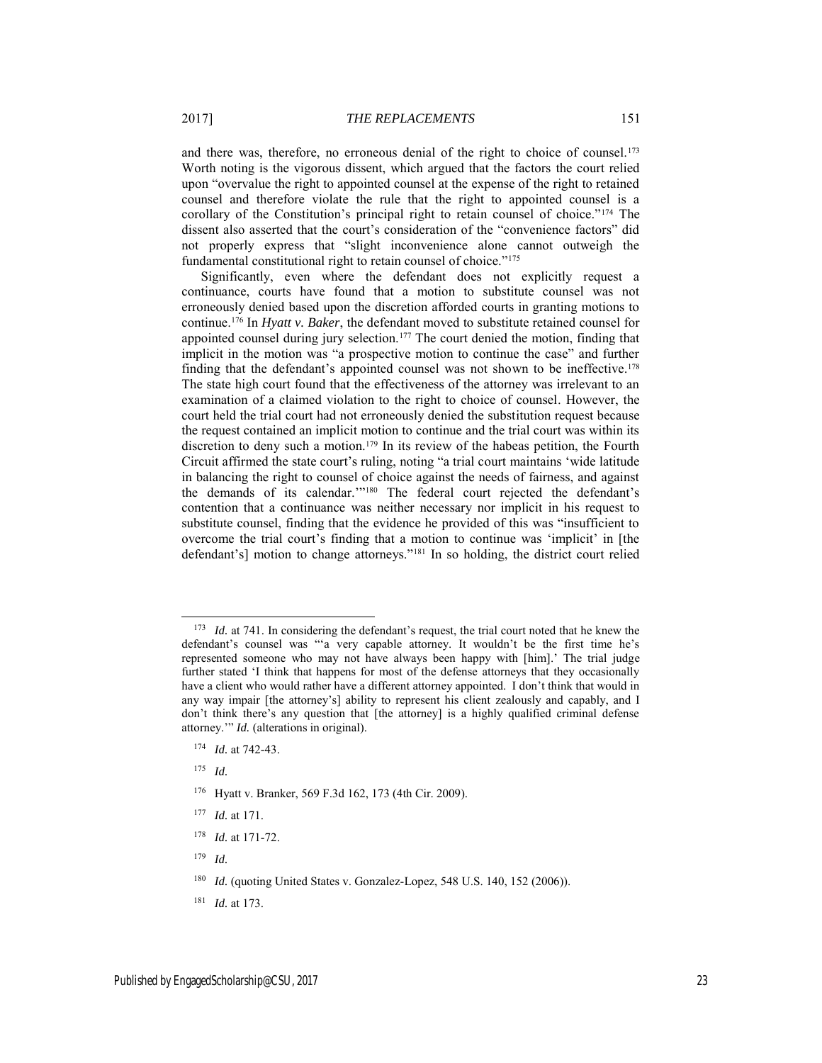and there was, therefore, no erroneous denial of the right to choice of counsel.[173] Worth noting is the vigorous dissent, which argued that the factors the court relied upon "overvalue the right to appointed counsel at the expense of the right to retained counsel and therefore violate the rule that the right to appointed counsel is a corollary of the Constitution's principal right to retain counsel of choice."[174] The dissent also asserted that the court's consideration of the "convenience factors" did not properly express that "slight inconvenience alone cannot outweigh the fundamental constitutional right to retain counsel of choice."[175]

Significantly, even where the defendant does not explicitly request a continuance, courts have found that a motion to substitute counsel was not erroneously denied based upon the discretion afforded courts in granting motions to continue.[176] In *Hyatt v. Baker*, the defendant moved to substitute retained counsel for appointed counsel during jury selection.[177] The court denied the motion, finding that implicit in the motion was "a prospective motion to continue the case" and further finding that the defendant's appointed counsel was not shown to be ineffective.[178] The state high court found that the effectiveness of the attorney was irrelevant to an examination of a claimed violation to the right to choice of counsel. However, the court held the trial court had not erroneously denied the substitution request because the request contained an implicit motion to continue and the trial court was within its discretion to deny such a motion.[179] In its review of the habeas petition, the Fourth Circuit affirmed the state court's ruling, noting "a trial court maintains 'wide latitude in balancing the right to counsel of choice against the needs of fairness, and against the demands of its calendar.'"[180] The federal court rejected the defendant's contention that a continuance was neither necessary nor implicit in his request to substitute counsel, finding that the evidence he provided of this was "insufficient to overcome the trial court's finding that a motion to continue was 'implicit' in [the defendant's] motion to change attorneys."[181] In so holding, the district court relied

---

[173] *Id.* at 741. In considering the defendant's request, the trial court noted that he knew the defendant's counsel was "'a very capable attorney. It wouldn't be the first time he's represented someone who may not have always been happy with [him].' The trial judge further stated 'I think that happens for most of the defense attorneys that they occasionally have a client who would rather have a different attorney appointed. I don't think that would in any way impair [the attorney's] ability to represent his client zealously and capably, and I don't think there's any question that [the attorney] is a highly qualified criminal defense attorney.'" *Id.* (alterations in original).

[174] *Id.* at 742-43.

[175] *Id.*

[176] Hyatt v. Branker, 569 F.3d 162, 173 (4th Cir. 2009).

[177] *Id.* at 171.

[178] *Id.* at 171-72.

[179] *Id.*

[180] *Id.* (quoting United States v. Gonzalez-Lopez, 548 U.S. 140, 152 (2006)).

[181] *Id.* at 173.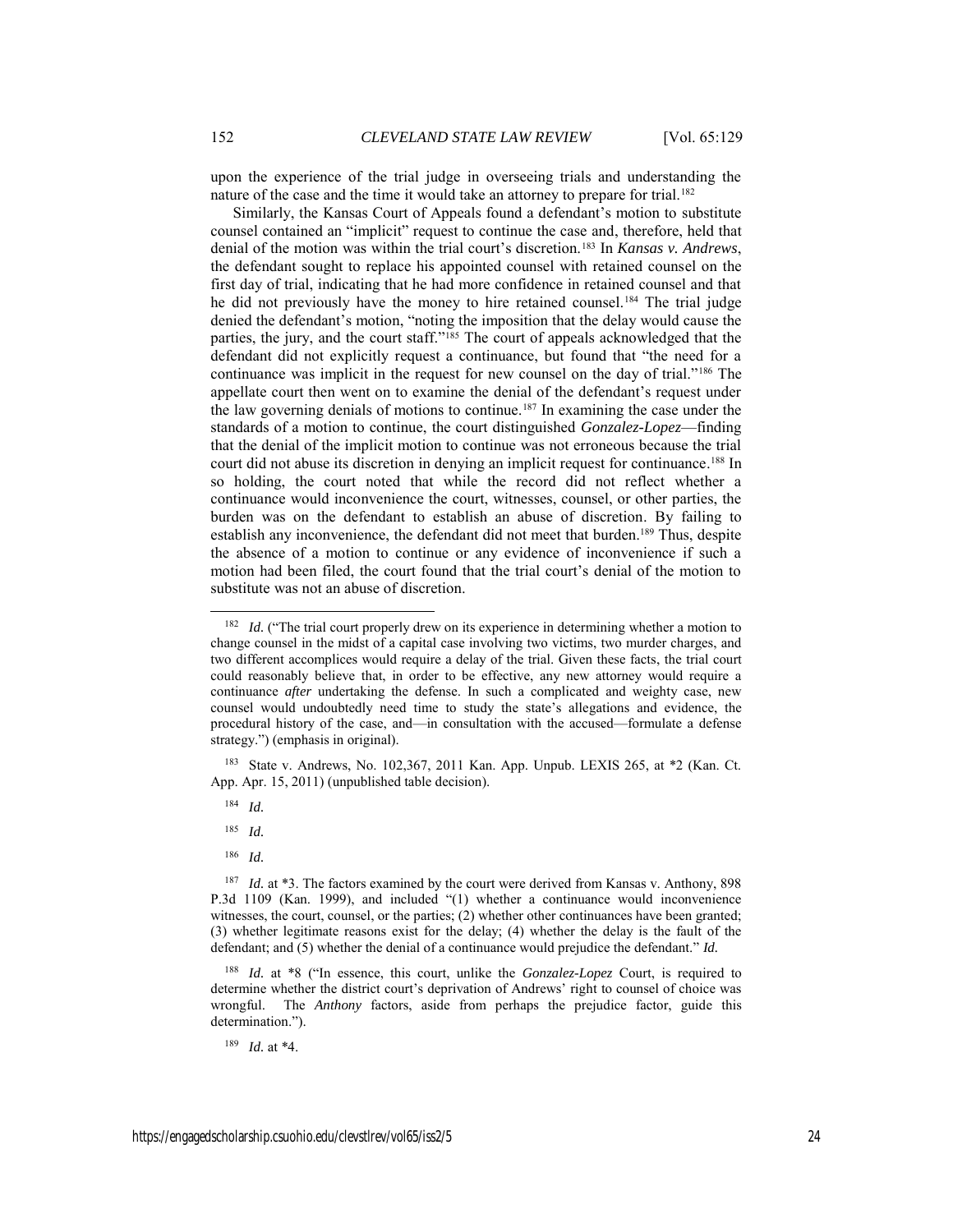upon the experience of the trial judge in overseeing trials and understanding the nature of the case and the time it would take an attorney to prepare for trial.[182]

Similarly, the Kansas Court of Appeals found a defendant's motion to substitute counsel contained an "implicit" request to continue the case and, therefore, held that denial of the motion was within the trial court's discretion.[183] In *Kansas v. Andrews*, the defendant sought to replace his appointed counsel with retained counsel on the first day of trial, indicating that he had more confidence in retained counsel and that he did not previously have the money to hire retained counsel.[184] The trial judge denied the defendant's motion, "noting the imposition that the delay would cause the parties, the jury, and the court staff."[185] The court of appeals acknowledged that the defendant did not explicitly request a continuance, but found that "the need for a continuance was implicit in the request for new counsel on the day of trial."[186] The appellate court then went on to examine the denial of the defendant's request under the law governing denials of motions to continue.[187] In examining the case under the standards of a motion to continue, the court distinguished *Gonzalez-Lopez*—finding that the denial of the implicit motion to continue was not erroneous because the trial court did not abuse its discretion in denying an implicit request for continuance.[188] In so holding, the court noted that while the record did not reflect whether a continuance would inconvenience the court, witnesses, counsel, or other parties, the burden was on the defendant to establish an abuse of discretion. By failing to establish any inconvenience, the defendant did not meet that burden.[189] Thus, despite the absence of a motion to continue or any evidence of inconvenience if such a motion had been filed, the court found that the trial court's denial of the motion to substitute was not an abuse of discretion.

---

[182] *Id.* ("The trial court properly drew on its experience in determining whether a motion to change counsel in the midst of a capital case involving two victims, two murder charges, and two different accomplices would require a delay of the trial. Given these facts, the trial court could reasonably believe that, in order to be effective, any new attorney would require a continuance *after* undertaking the defense. In such a complicated and weighty case, new counsel would undoubtedly need time to study the state's allegations and evidence, the procedural history of the case, and—in consultation with the accused—formulate a defense strategy.") (emphasis in original).

[183] State v. Andrews, No. 102,367, 2011 Kan. App. Unpub. LEXIS 265, at *2 (Kan. Ct. App. Apr. 15, 2011) (unpublished table decision).

[184] *Id.*

[185] *Id.*

[186] *Id.*

[187] *Id.* at *3. The factors examined by the court were derived from Kansas v. Anthony, 898 P.3d 1109 (Kan. 1999), and included "(1) whether a continuance would inconvenience witnesses, the court, counsel, or the parties; (2) whether other continuances have been granted; (3) whether legitimate reasons exist for the delay; (4) whether the delay is the fault of the defendant; and (5) whether the denial of a continuance would prejudice the defendant." *Id.*

[188] *Id.* at *8 ("In essence, this court, unlike the *Gonzalez-Lopez* Court, is required to determine whether the district court's deprivation of Andrews' right to counsel of choice was wrongful. The *Anthony* factors, aside from perhaps the prejudice factor, guide this determination.").

[189] *Id.* at *4.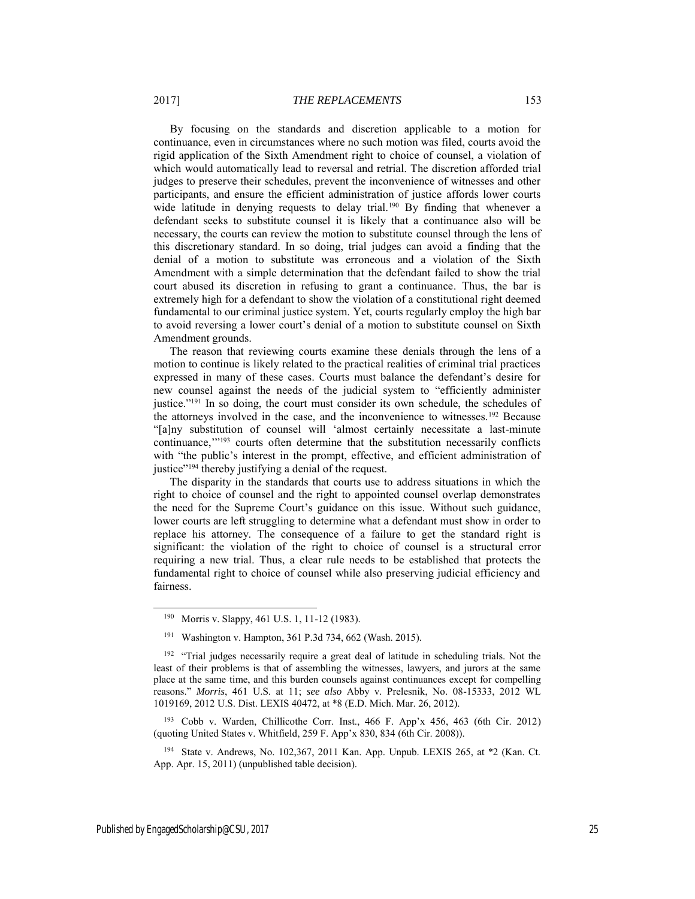By focusing on the standards and discretion applicable to a motion for continuance, even in circumstances where no such motion was filed, courts avoid the rigid application of the Sixth Amendment right to choice of counsel, a violation of which would automatically lead to reversal and retrial. The discretion afforded trial judges to preserve their schedules, prevent the inconvenience of witnesses and other participants, and ensure the efficient administration of justice affords lower courts wide latitude in denying requests to delay trial.[190] By finding that whenever a defendant seeks to substitute counsel it is likely that a continuance also will be necessary, the courts can review the motion to substitute counsel through the lens of this discretionary standard. In so doing, trial judges can avoid a finding that the denial of a motion to substitute was erroneous and a violation of the Sixth Amendment with a simple determination that the defendant failed to show the trial court abused its discretion in refusing to grant a continuance. Thus, the bar is extremely high for a defendant to show the violation of a constitutional right deemed fundamental to our criminal justice system. Yet, courts regularly employ the high bar to avoid reversing a lower court's denial of a motion to substitute counsel on Sixth Amendment grounds.

The reason that reviewing courts examine these denials through the lens of a motion to continue is likely related to the practical realities of criminal trial practices expressed in many of these cases. Courts must balance the defendant's desire for new counsel against the needs of the judicial system to "efficiently administer justice."[191] In so doing, the court must consider its own schedule, the schedules of the attorneys involved in the case, and the inconvenience to witnesses.[192] Because "[a]ny substitution of counsel will 'almost certainly necessitate a last-minute continuance,'"[193] courts often determine that the substitution necessarily conflicts with "the public's interest in the prompt, effective, and efficient administration of justice"[194] thereby justifying a denial of the request.

The disparity in the standards that courts use to address situations in which the right to choice of counsel and the right to appointed counsel overlap demonstrates the need for the Supreme Court's guidance on this issue. Without such guidance, lower courts are left struggling to determine what a defendant must show in order to replace his attorney. The consequence of a failure to get the standard right is significant: the violation of the right to choice of counsel is a structural error requiring a new trial. Thus, a clear rule needs to be established that protects the fundamental right to choice of counsel while also preserving judicial efficiency and fairness.

---

[190] Morris v. Slappy, 461 U.S. 1, 11-12 (1983).

[191] Washington v. Hampton, 361 P.3d 734, 662 (Wash. 2015).

[192] "Trial judges necessarily require a great deal of latitude in scheduling trials. Not the least of their problems is that of assembling the witnesses, lawyers, and jurors at the same place at the same time, and this burden counsels against continuances except for compelling reasons." *Morris*, 461 U.S. at 11; *see also* Abby v. Prelesnik, No. 08-15333, 2012 WL 1019169, 2012 U.S. Dist. LEXIS 40472, at *8 (E.D. Mich. Mar. 26, 2012).

[193] Cobb v. Warden, Chillicothe Corr. Inst., 466 F. App'x 456, 463 (6th Cir. 2012) (quoting United States v. Whitfield, 259 F. App'x 830, 834 (6th Cir. 2008)).

[194] State v. Andrews, No. 102,367, 2011 Kan. App. Unpub. LEXIS 265, at *2 (Kan. Ct. App. Apr. 15, 2011) (unpublished table decision).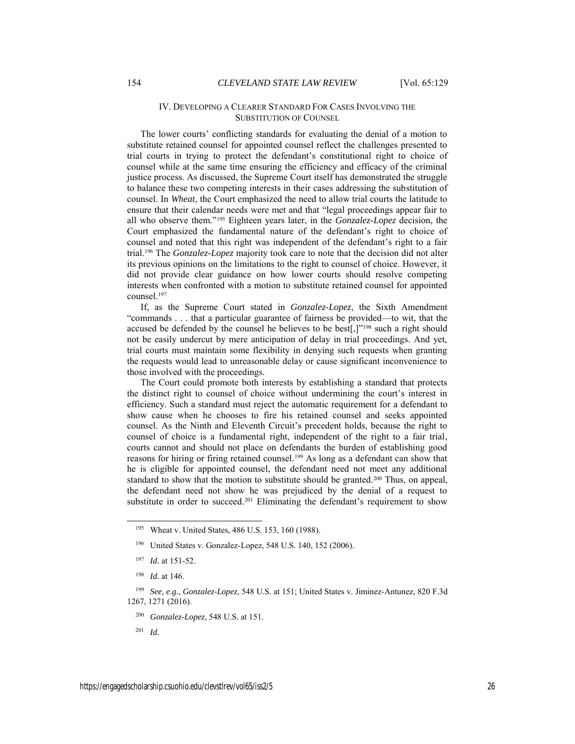## IV. DEVELOPING A CLEARER STANDARD FOR CASES INVOLVING THE SUBSTITUTION OF COUNSEL

The lower courts' conflicting standards for evaluating the denial of a motion to substitute retained counsel for appointed counsel reflect the challenges presented to trial courts in trying to protect the defendant's constitutional right to choice of counsel while at the same time ensuring the efficiency and efficacy of the criminal justice process. As discussed, the Supreme Court itself has demonstrated the struggle to balance these two competing interests in their cases addressing the substitution of counsel. In *Wheat*, the Court emphasized the need to allow trial courts the latitude to ensure that their calendar needs were met and that "legal proceedings appear fair to all who observe them."[195] Eighteen years later, in the *Gonzalez-Lopez* decision, the Court emphasized the fundamental nature of the defendant's right to choice of counsel and noted that this right was independent of the defendant's right to a fair trial.[196] The *Gonzalez-Lopez* majority took care to note that the decision did not alter its previous opinions on the limitations to the right to counsel of choice. However, it did not provide clear guidance on how lower courts should resolve competing interests when confronted with a motion to substitute retained counsel for appointed counsel.[197]

If, as the Supreme Court stated in *Gonzalez-Lopez*, the Sixth Amendment "commands . . . that a particular guarantee of fairness be provided—to wit, that the accused be defended by the counsel he believes to be best[,]"[198] such a right should not be easily undercut by mere anticipation of delay in trial proceedings. And yet, trial courts must maintain some flexibility in denying such requests when granting the requests would lead to unreasonable delay or cause significant inconvenience to those involved with the proceedings.

The Court could promote both interests by establishing a standard that protects the distinct right to counsel of choice without undermining the court's interest in efficiency. Such a standard must reject the automatic requirement for a defendant to show cause when he chooses to fire his retained counsel and seeks appointed counsel. As the Ninth and Eleventh Circuit's precedent holds, because the right to counsel of choice is a fundamental right, independent of the right to a fair trial, courts cannot and should not place on defendants the burden of establishing good reasons for hiring or firing retained counsel.[199] As long as a defendant can show that he is eligible for appointed counsel, the defendant need not meet any additional standard to show that the motion to substitute should be granted.[200] Thus, on appeal, the defendant need not show he was prejudiced by the denial of a request to substitute in order to succeed.[201] Eliminating the defendant's requirement to show

---

[195] Wheat v. United States, 486 U.S. 153, 160 (1988).

[196] United States v. Gonzalez-Lopez, 548 U.S. 140, 152 (2006).

[197] *Id.* at 151-52.

[198] *Id.* at 146.

[199] *See, e.g.*, *Gonzalez-Lopez*, 548 U.S. at 151; United States v. Jiminez-Antunez, 820 F.3d 1267, 1271 (2016).

[200] *Gonzalez-Lopez*, 548 U.S. at 151.

[201] *Id.*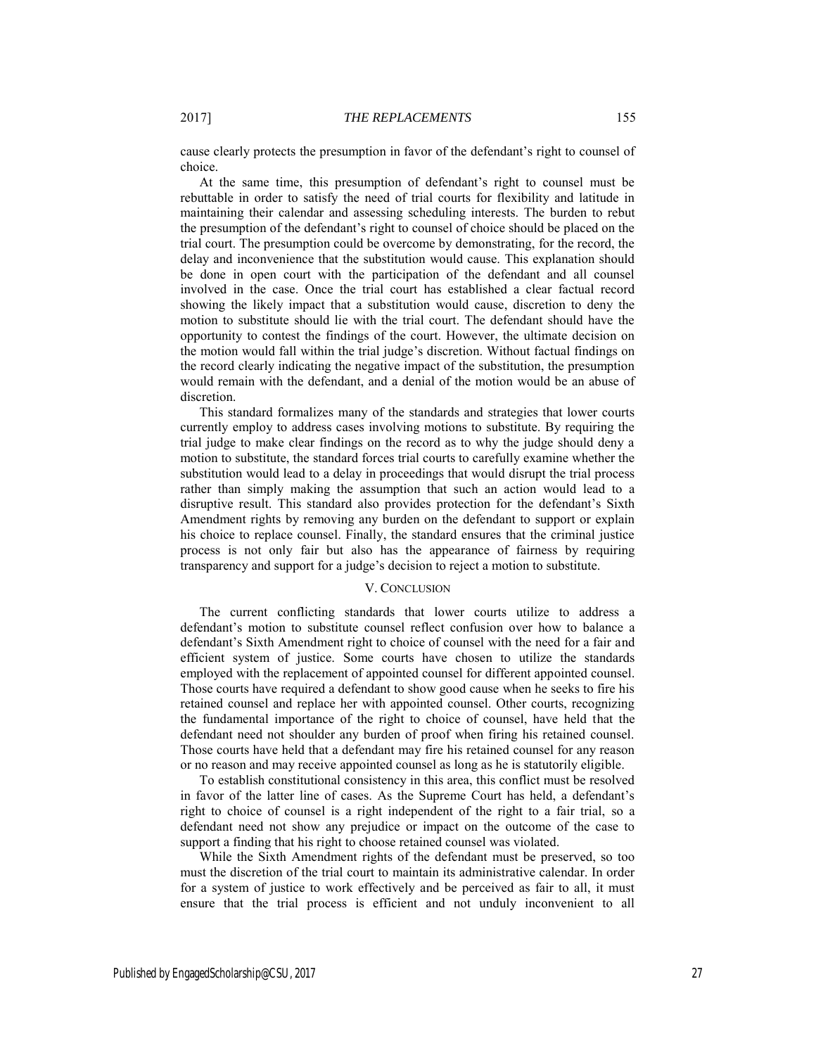cause clearly protects the presumption in favor of the defendant's right to counsel of choice.

At the same time, this presumption of defendant's right to counsel must be rebuttable in order to satisfy the need of trial courts for flexibility and latitude in maintaining their calendar and assessing scheduling interests. The burden to rebut the presumption of the defendant's right to counsel of choice should be placed on the trial court. The presumption could be overcome by demonstrating, for the record, the delay and inconvenience that the substitution would cause. This explanation should be done in open court with the participation of the defendant and all counsel involved in the case. Once the trial court has established a clear factual record showing the likely impact that a substitution would cause, discretion to deny the motion to substitute should lie with the trial court. The defendant should have the opportunity to contest the findings of the court. However, the ultimate decision on the motion would fall within the trial judge's discretion. Without factual findings on the record clearly indicating the negative impact of the substitution, the presumption would remain with the defendant, and a denial of the motion would be an abuse of discretion.

This standard formalizes many of the standards and strategies that lower courts currently employ to address cases involving motions to substitute. By requiring the trial judge to make clear findings on the record as to why the judge should deny a motion to substitute, the standard forces trial courts to carefully examine whether the substitution would lead to a delay in proceedings that would disrupt the trial process rather than simply making the assumption that such an action would lead to a disruptive result. This standard also provides protection for the defendant's Sixth Amendment rights by removing any burden on the defendant to support or explain his choice to replace counsel. Finally, the standard ensures that the criminal justice process is not only fair but also has the appearance of fairness by requiring transparency and support for a judge's decision to reject a motion to substitute.

## V. Conclusion

The current conflicting standards that lower courts utilize to address a defendant's motion to substitute counsel reflect confusion over how to balance a defendant's Sixth Amendment right to choice of counsel with the need for a fair and efficient system of justice. Some courts have chosen to utilize the standards employed with the replacement of appointed counsel for different appointed counsel. Those courts have required a defendant to show good cause when he seeks to fire his retained counsel and replace her with appointed counsel. Other courts, recognizing the fundamental importance of the right to choice of counsel, have held that the defendant need not shoulder any burden of proof when firing his retained counsel. Those courts have held that a defendant may fire his retained counsel for any reason or no reason and may receive appointed counsel as long as he is statutorily eligible.

To establish constitutional consistency in this area, this conflict must be resolved in favor of the latter line of cases. As the Supreme Court has held, a defendant's right to choice of counsel is a right independent of the right to a fair trial, so a defendant need not show any prejudice or impact on the outcome of the case to support a finding that his right to choose retained counsel was violated.

While the Sixth Amendment rights of the defendant must be preserved, so too must the discretion of the trial court to maintain its administrative calendar. In order for a system of justice to work effectively and be perceived as fair to all, it must ensure that the trial process is efficient and not unduly inconvenient to all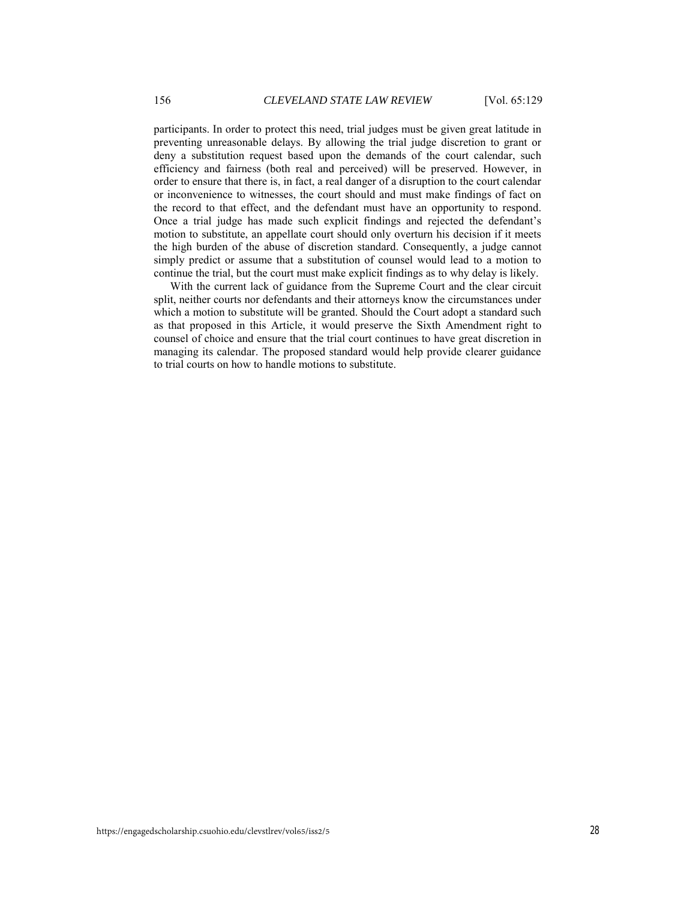participants. In order to protect this need, trial judges must be given great latitude in preventing unreasonable delays. By allowing the trial judge discretion to grant or deny a substitution request based upon the demands of the court calendar, such efficiency and fairness (both real and perceived) will be preserved. However, in order to ensure that there is, in fact, a real danger of a disruption to the court calendar or inconvenience to witnesses, the court should and must make findings of fact on the record to that effect, and the defendant must have an opportunity to respond. Once a trial judge has made such explicit findings and rejected the defendant's motion to substitute, an appellate court should only overturn his decision if it meets the high burden of the abuse of discretion standard. Consequently, a judge cannot simply predict or assume that a substitution of counsel would lead to a motion to continue the trial, but the court must make explicit findings as to why delay is likely.

With the current lack of guidance from the Supreme Court and the clear circuit split, neither courts nor defendants and their attorneys know the circumstances under which a motion to substitute will be granted. Should the Court adopt a standard such as that proposed in this Article, it would preserve the Sixth Amendment right to counsel of choice and ensure that the trial court continues to have great discretion in managing its calendar. The proposed standard would help provide clearer guidance to trial courts on how to handle motions to substitute.